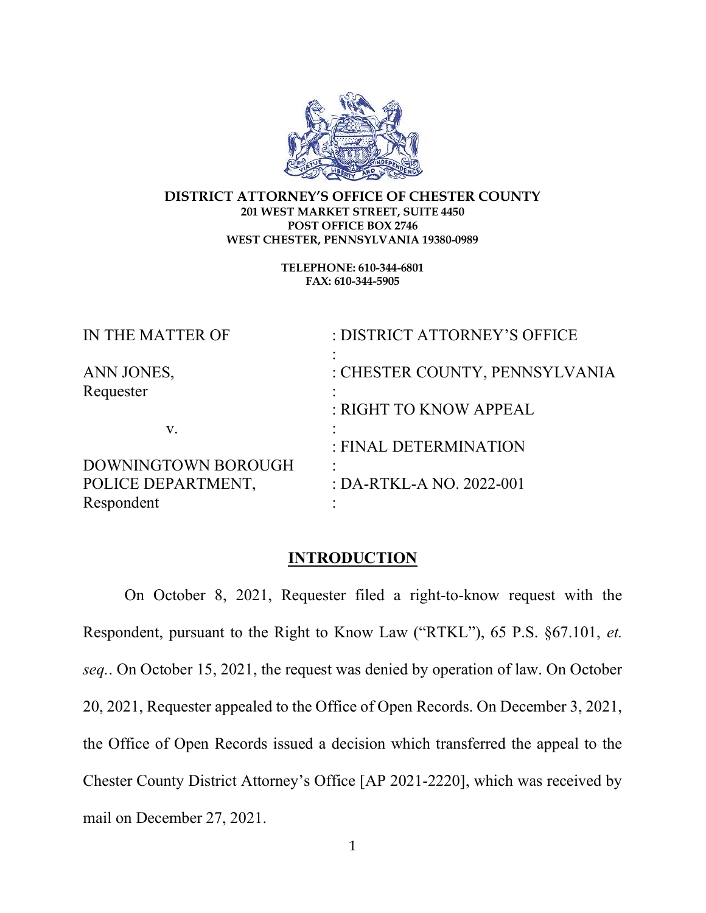**DISTRICT ATTORNEY'S OFFICE OF CHESTER COUNTY**
**201 WEST MARKET STREET, SUITE 4450**
**POST OFFICE BOX 2746**
**WEST CHESTER, PENNSYLVANIA 19380-0989**

**TELEPHONE: 610-344-6801**
**FAX: 610-344-5905**

| | |
|---|---|
| IN THE MATTER OF | : DISTRICT ATTORNEY'S OFFICE |
| | : |
| ANN JONES, | : CHESTER COUNTY, PENNSYLVANIA |
| Requester | : |
| | : RIGHT TO KNOW APPEAL |
| v. | : |
| | : FINAL DETERMINATION |
| DOWNINGTOWN BOROUGH | : |
| POLICE DEPARTMENT, | : DA-RTKL-A NO. 2022-001 |
| Respondent | : |

## INTRODUCTION

On October 8, 2021, Requester filed a right-to-know request with the Respondent, pursuant to the Right to Know Law ("RTKL"), 65 P.S. §67.101, *et. seq.*. On October 15, 2021, the request was denied by operation of law. On October 20, 2021, Requester appealed to the Office of Open Records. On December 3, 2021, the Office of Open Records issued a decision which transferred the appeal to the Chester County District Attorney's Office [AP 2021-2220], which was received by mail on December 27, 2021.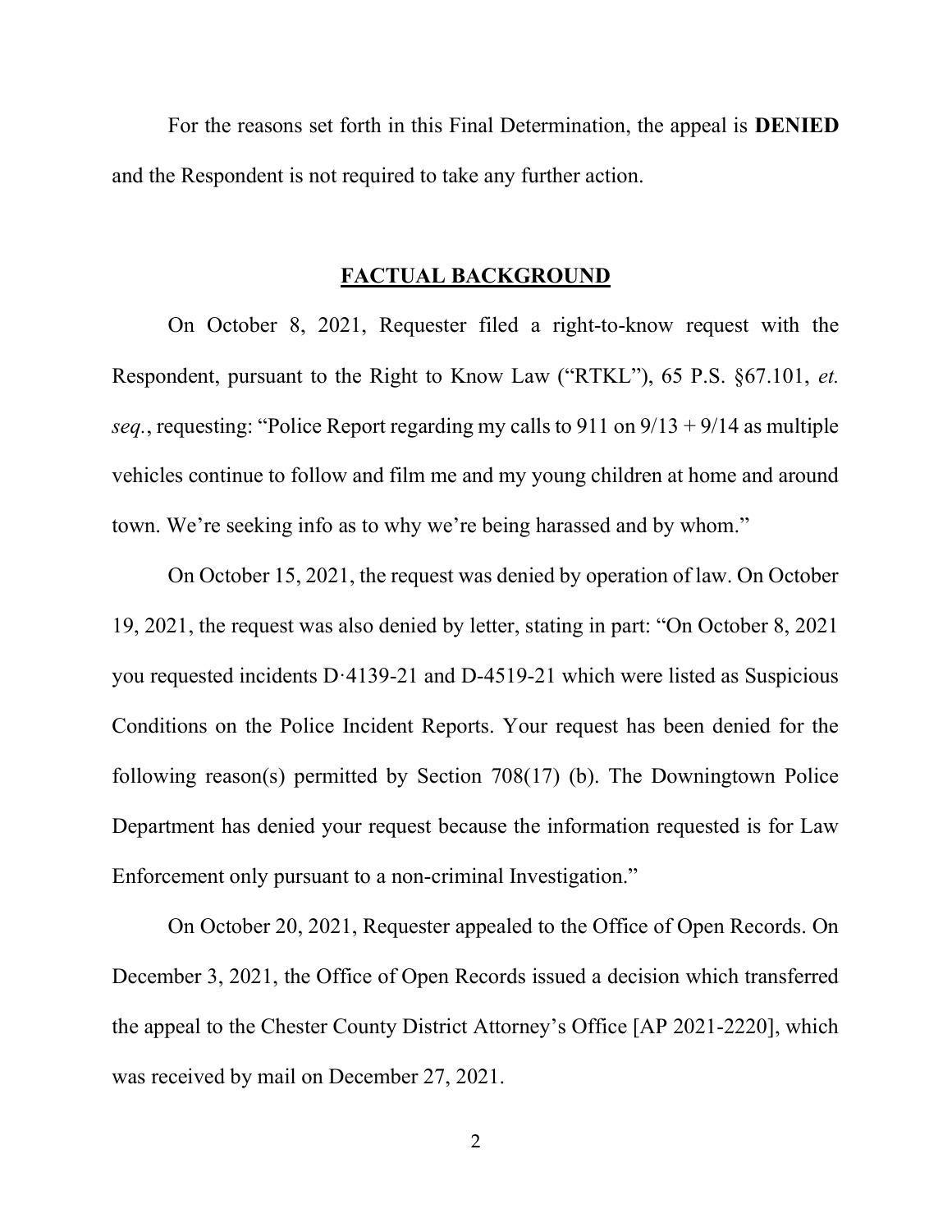For the reasons set forth in this Final Determination, the appeal is **DENIED** and the Respondent is not required to take any further action.

## FACTUAL BACKGROUND

On October 8, 2021, Requester filed a right-to-know request with the Respondent, pursuant to the Right to Know Law ("RTKL"), 65 P.S. §67.101, *et. seq.*, requesting: "Police Report regarding my calls to 911 on 9/13 + 9/14 as multiple vehicles continue to follow and film me and my young children at home and around town. We're seeking info as to why we're being harassed and by whom."

On October 15, 2021, the request was denied by operation of law. On October 19, 2021, the request was also denied by letter, stating in part: "On October 8, 2021 you requested incidents D·4139-21 and D-4519-21 which were listed as Suspicious Conditions on the Police Incident Reports. Your request has been denied for the following reason(s) permitted by Section 708(17) (b). The Downingtown Police Department has denied your request because the information requested is for Law Enforcement only pursuant to a non-criminal Investigation."

On October 20, 2021, Requester appealed to the Office of Open Records. On December 3, 2021, the Office of Open Records issued a decision which transferred the appeal to the Chester County District Attorney's Office [AP 2021-2220], which was received by mail on December 27, 2021.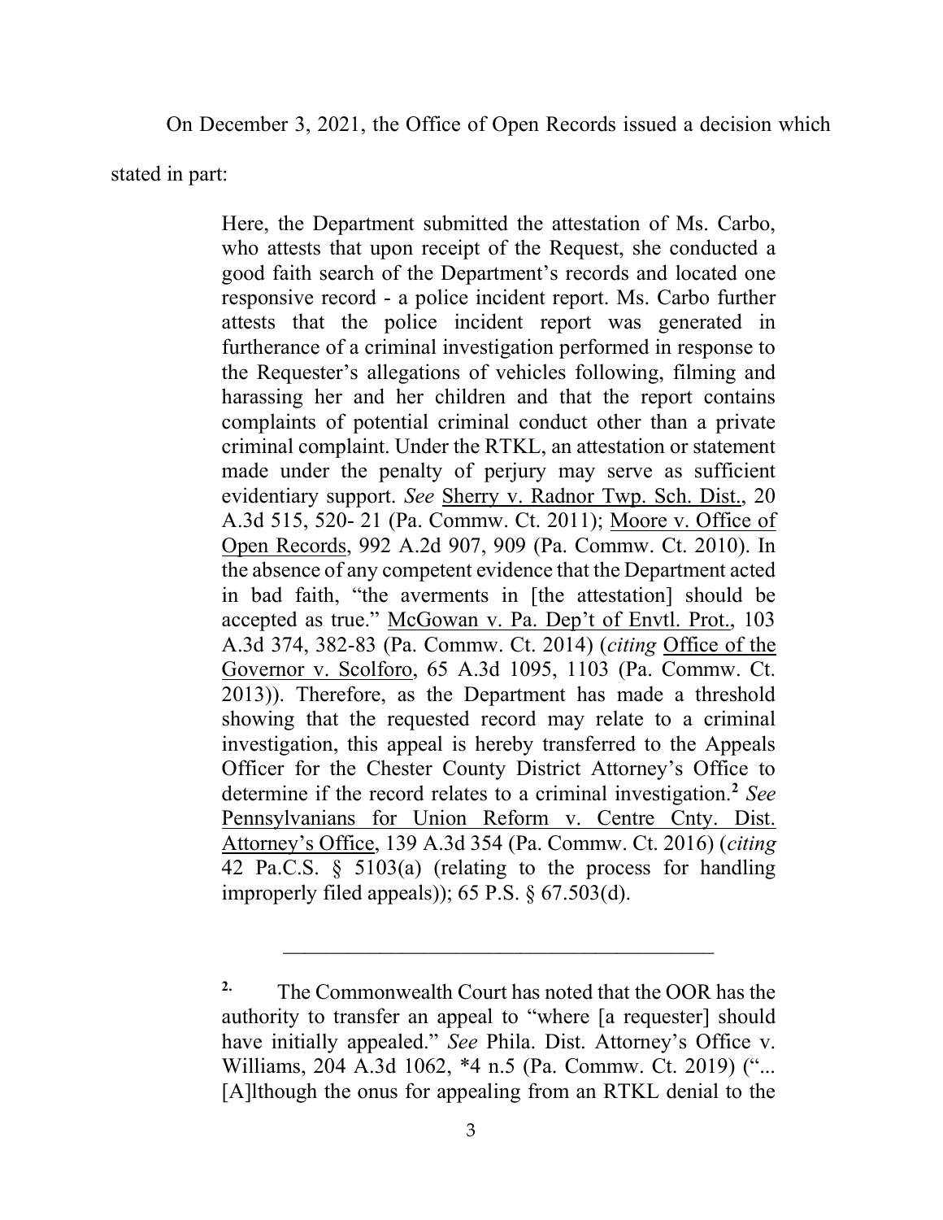On December 3, 2021, the Office of Open Records issued a decision which stated in part:

> Here, the Department submitted the attestation of Ms. Carbo, who attests that upon receipt of the Request, she conducted a good faith search of the Department's records and located one responsive record - a police incident report. Ms. Carbo further attests that the police incident report was generated in furtherance of a criminal investigation performed in response to the Requester's allegations of vehicles following, filming and harassing her and her children and that the report contains complaints of potential criminal conduct other than a private criminal complaint. Under the RTKL, an attestation or statement made under the penalty of perjury may serve as sufficient evidentiary support. *See* Sherry v. Radnor Twp. Sch. Dist., 20 A.3d 515, 520- 21 (Pa. Commw. Ct. 2011); Moore v. Office of Open Records, 992 A.2d 907, 909 (Pa. Commw. Ct. 2010). In the absence of any competent evidence that the Department acted in bad faith, "the averments in [the attestation] should be accepted as true." McGowan v. Pa. Dep't of Envtl. Prot., 103 A.3d 374, 382-83 (Pa. Commw. Ct. 2014) (*citing* Office of the Governor v. Scolforo, 65 A.3d 1095, 1103 (Pa. Commw. Ct. 2013)). Therefore, as the Department has made a threshold showing that the requested record may relate to a criminal investigation, this appeal is hereby transferred to the Appeals Officer for the Chester County District Attorney's Office to determine if the record relates to a criminal investigation.[2] *See* Pennsylvanians for Union Reform v. Centre Cnty. Dist. Attorney's Office, 139 A.3d 354 (Pa. Commw. Ct. 2016) (*citing* 42 Pa.C.S. § 5103(a) (relating to the process for handling improperly filed appeals)); 65 P.S. § 67.503(d).
>
> ---
>
> [2] The Commonwealth Court has noted that the OOR has the authority to transfer an appeal to "where [a requester] should have initially appealed." *See* Phila. Dist. Attorney's Office v. Williams, 204 A.3d 1062, *4 n.5 (Pa. Commw. Ct. 2019) ("... [A]lthough the onus for appealing from an RTKL denial to the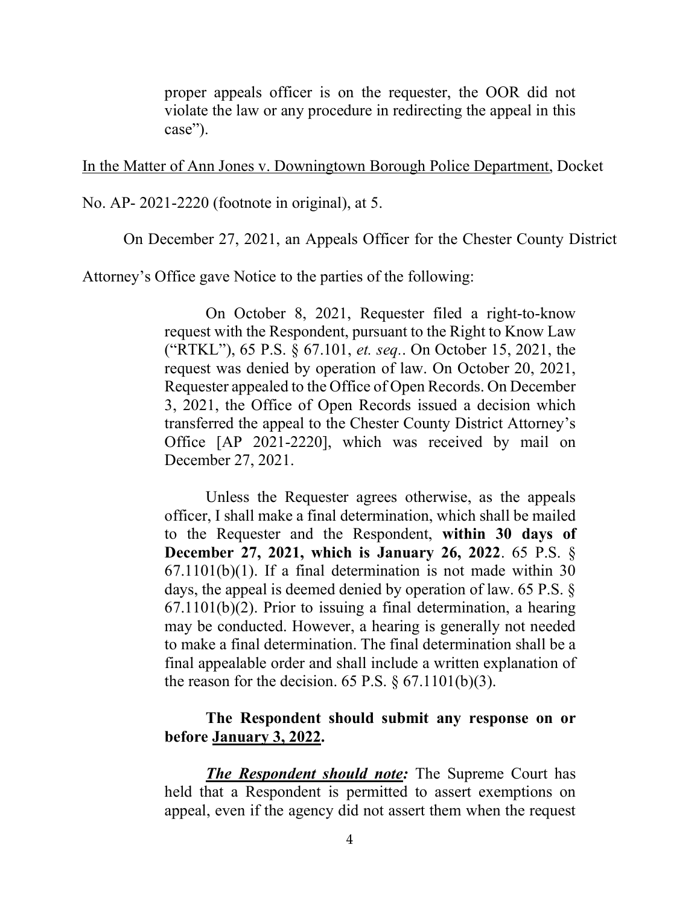> proper appeals officer is on the requester, the OOR did not violate the law or any procedure in redirecting the appeal in this case").

In the Matter of Ann Jones v. Downingtown Borough Police Department, Docket No. AP- 2021-2220 (footnote in original), at 5.

On December 27, 2021, an Appeals Officer for the Chester County District Attorney's Office gave Notice to the parties of the following:

> On October 8, 2021, Requester filed a right-to-know request with the Respondent, pursuant to the Right to Know Law ("RTKL"), 65 P.S. § 67.101, *et. seq.*. On October 15, 2021, the request was denied by operation of law. On October 20, 2021, Requester appealed to the Office of Open Records. On December 3, 2021, the Office of Open Records issued a decision which transferred the appeal to the Chester County District Attorney's Office [AP 2021-2220], which was received by mail on December 27, 2021.
>
> Unless the Requester agrees otherwise, as the appeals officer, I shall make a final determination, which shall be mailed to the Requester and the Respondent, **within 30 days of December 27, 2021, which is January 26, 2022**. 65 P.S. § 67.1101(b)(1). If a final determination is not made within 30 days, the appeal is deemed denied by operation of law. 65 P.S. § 67.1101(b)(2). Prior to issuing a final determination, a hearing may be conducted. However, a hearing is generally not needed to make a final determination. The final determination shall be a final appealable order and shall include a written explanation of the reason for the decision. 65 P.S. § 67.1101(b)(3).
>
> **The Respondent should submit any response on or before <u>January 3, 2022</u>.**
>
> ***<u>The Respondent should note</u>:*** The Supreme Court has held that a Respondent is permitted to assert exemptions on appeal, even if the agency did not assert them when the request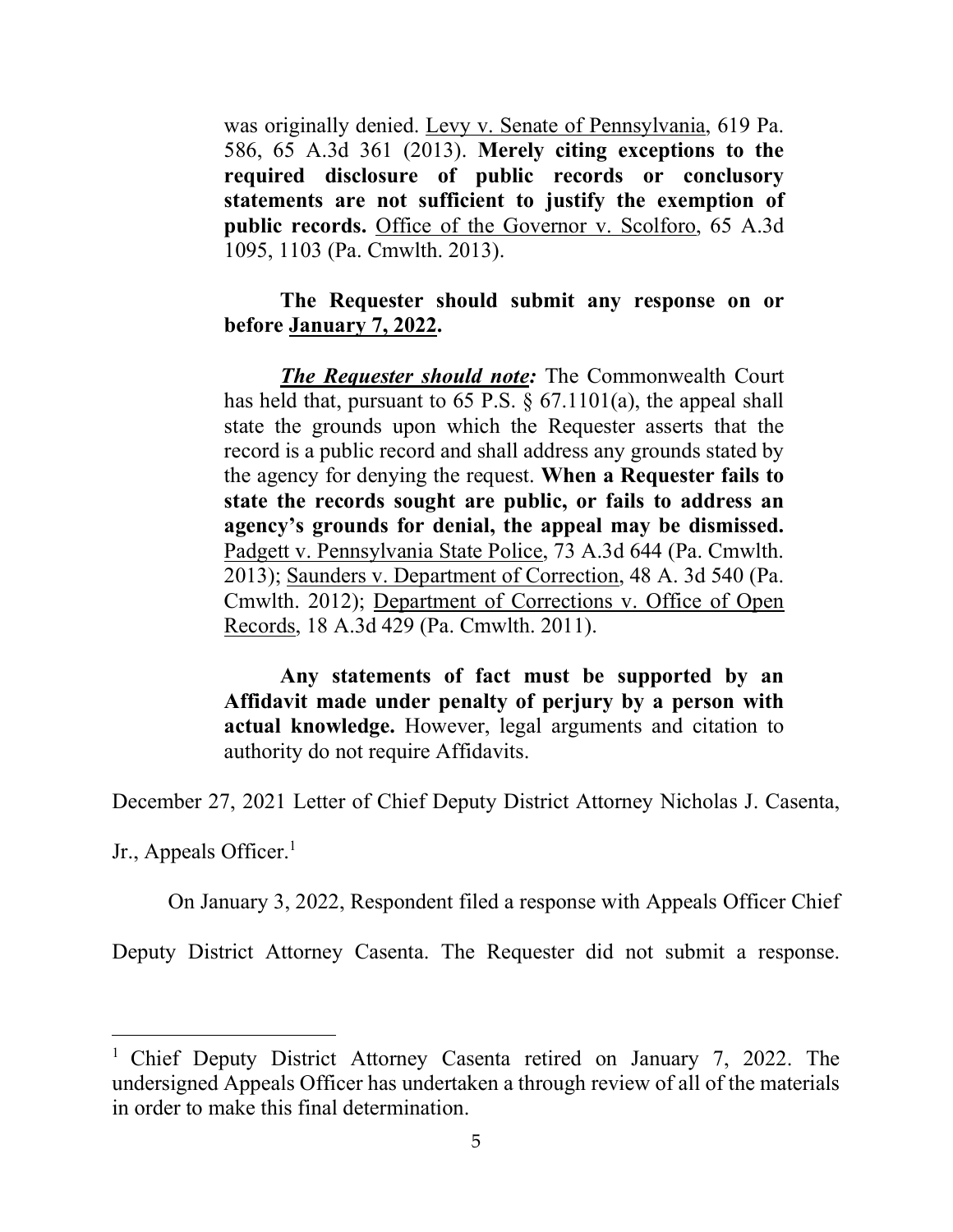> was originally denied. Levy v. Senate of Pennsylvania, 619 Pa. 586, 65 A.3d 361 (2013). **Merely citing exceptions to the required disclosure of public records or conclusory statements are not sufficient to justify the exemption of public records.** Office of the Governor v. Scolforo, 65 A.3d 1095, 1103 (Pa. Cmwlth. 2013).
>
> **The Requester should submit any response on or before January 7, 2022.**
>
> ***The Requester should note:*** The Commonwealth Court has held that, pursuant to 65 P.S. § 67.1101(a), the appeal shall state the grounds upon which the Requester asserts that the record is a public record and shall address any grounds stated by the agency for denying the request. **When a Requester fails to state the records sought are public, or fails to address an agency's grounds for denial, the appeal may be dismissed.** Padgett v. Pennsylvania State Police, 73 A.3d 644 (Pa. Cmwlth. 2013); Saunders v. Department of Correction, 48 A. 3d 540 (Pa. Cmwlth. 2012); Department of Corrections v. Office of Open Records, 18 A.3d 429 (Pa. Cmwlth. 2011).
>
> **Any statements of fact must be supported by an Affidavit made under penalty of perjury by a person with actual knowledge.** However, legal arguments and citation to authority do not require Affidavits.

December 27, 2021 Letter of Chief Deputy District Attorney Nicholas J. Casenta, Jr., Appeals Officer.[1]

On January 3, 2022, Respondent filed a response with Appeals Officer Chief Deputy District Attorney Casenta. The Requester did not submit a response.

[1] Chief Deputy District Attorney Casenta retired on January 7, 2022. The undersigned Appeals Officer has undertaken a through review of all of the materials in order to make this final determination.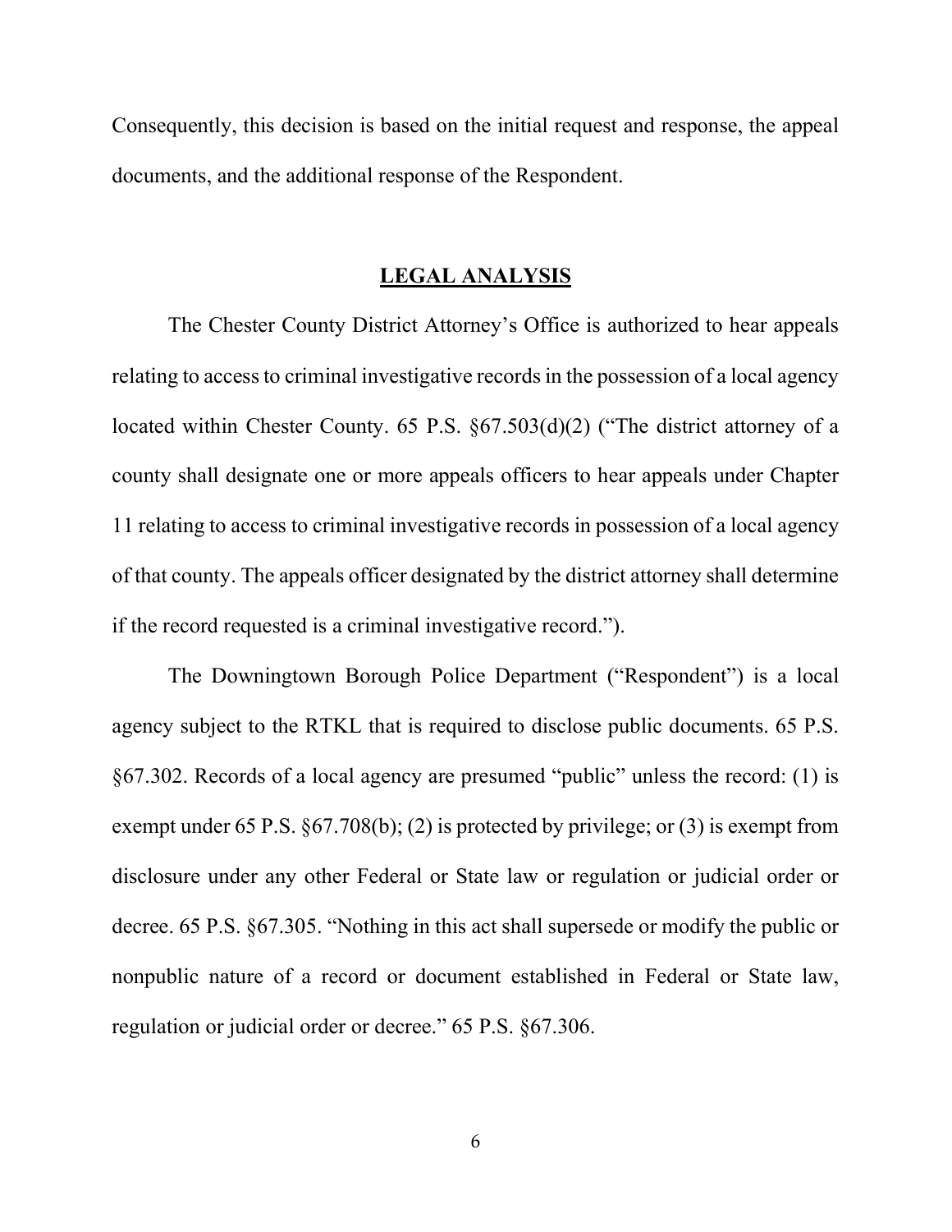Consequently, this decision is based on the initial request and response, the appeal documents, and the additional response of the Respondent.

## LEGAL ANALYSIS

The Chester County District Attorney's Office is authorized to hear appeals relating to access to criminal investigative records in the possession of a local agency located within Chester County. 65 P.S. §67.503(d)(2) ("The district attorney of a county shall designate one or more appeals officers to hear appeals under Chapter 11 relating to access to criminal investigative records in possession of a local agency of that county. The appeals officer designated by the district attorney shall determine if the record requested is a criminal investigative record.").

The Downingtown Borough Police Department ("Respondent") is a local agency subject to the RTKL that is required to disclose public documents. 65 P.S. §67.302. Records of a local agency are presumed "public" unless the record: (1) is exempt under 65 P.S. §67.708(b); (2) is protected by privilege; or (3) is exempt from disclosure under any other Federal or State law or regulation or judicial order or decree. 65 P.S. §67.305. "Nothing in this act shall supersede or modify the public or nonpublic nature of a record or document established in Federal or State law, regulation or judicial order or decree." 65 P.S. §67.306.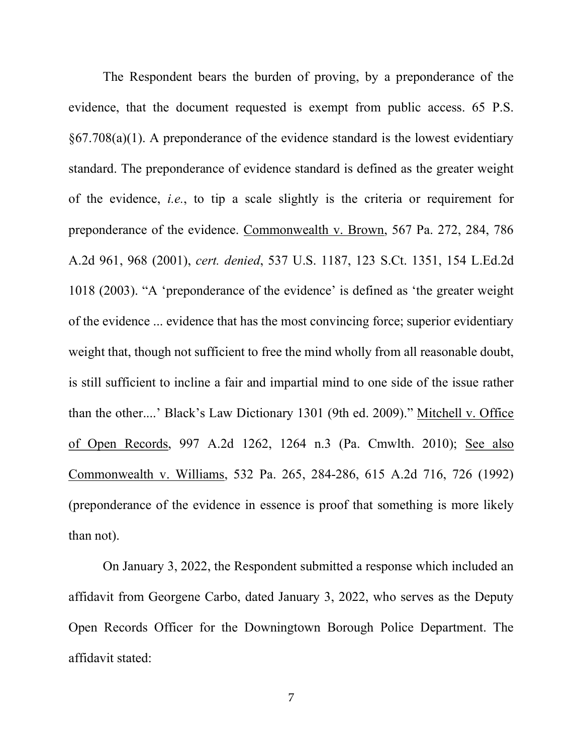The Respondent bears the burden of proving, by a preponderance of the evidence, that the document requested is exempt from public access. 65 P.S. §67.708(a)(1). A preponderance of the evidence standard is the lowest evidentiary standard. The preponderance of evidence standard is defined as the greater weight of the evidence, *i.e.*, to tip a scale slightly is the criteria or requirement for preponderance of the evidence. Commonwealth v. Brown, 567 Pa. 272, 284, 786 A.2d 961, 968 (2001), *cert. denied*, 537 U.S. 1187, 123 S.Ct. 1351, 154 L.Ed.2d 1018 (2003). "A 'preponderance of the evidence' is defined as 'the greater weight of the evidence ... evidence that has the most convincing force; superior evidentiary weight that, though not sufficient to free the mind wholly from all reasonable doubt, is still sufficient to incline a fair and impartial mind to one side of the issue rather than the other....' Black's Law Dictionary 1301 (9th ed. 2009)." Mitchell v. Office of Open Records, 997 A.2d 1262, 1264 n.3 (Pa. Cmwlth. 2010); See also Commonwealth v. Williams, 532 Pa. 265, 284-286, 615 A.2d 716, 726 (1992) (preponderance of the evidence in essence is proof that something is more likely than not).

On January 3, 2022, the Respondent submitted a response which included an affidavit from Georgene Carbo, dated January 3, 2022, who serves as the Deputy Open Records Officer for the Downingtown Borough Police Department. The affidavit stated: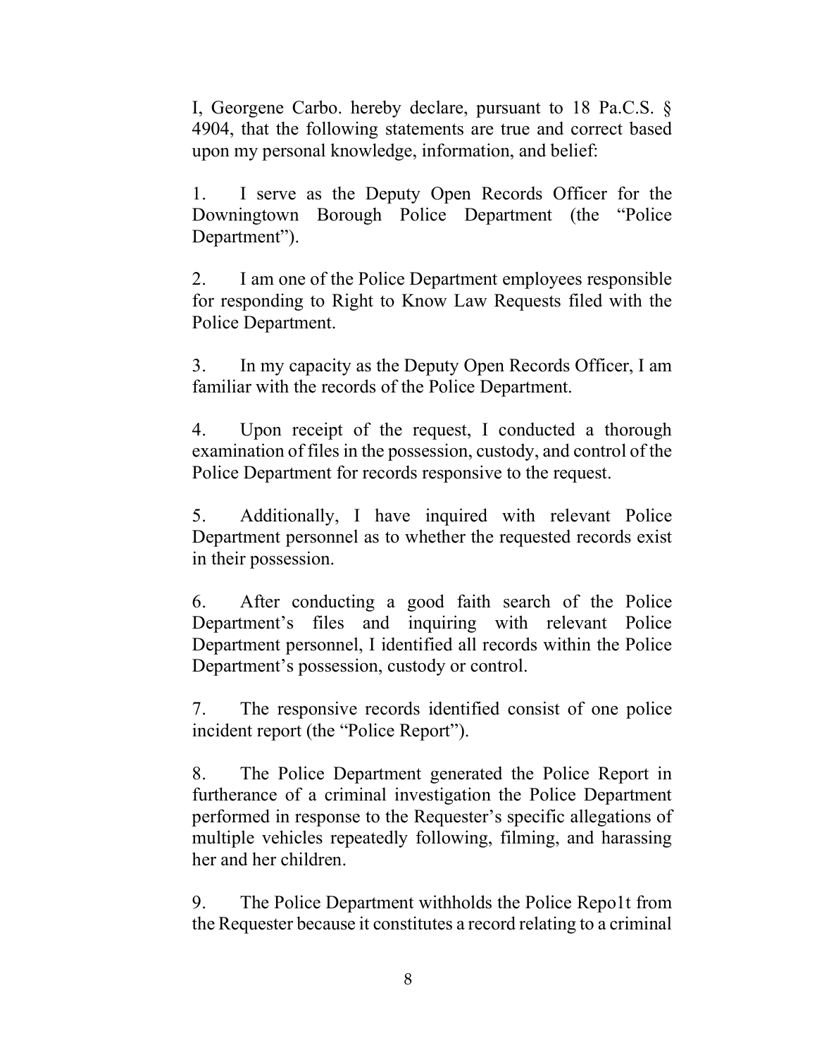I, Georgene Carbo. hereby declare, pursuant to 18 Pa.C.S. § 4904, that the following statements are true and correct based upon my personal knowledge, information, and belief:

1. I serve as the Deputy Open Records Officer for the Downingtown Borough Police Department (the "Police Department").

2. I am one of the Police Department employees responsible for responding to Right to Know Law Requests filed with the Police Department.

3. In my capacity as the Deputy Open Records Officer, I am familiar with the records of the Police Department.

4. Upon receipt of the request, I conducted a thorough examination of files in the possession, custody, and control of the Police Department for records responsive to the request.

5. Additionally, I have inquired with relevant Police Department personnel as to whether the requested records exist in their possession.

6. After conducting a good faith search of the Police Department's files and inquiring with relevant Police Department personnel, I identified all records within the Police Department's possession, custody or control.

7. The responsive records identified consist of one police incident report (the "Police Report").

8. The Police Department generated the Police Report in furtherance of a criminal investigation the Police Department performed in response to the Requester's specific allegations of multiple vehicles repeatedly following, filming, and harassing her and her children.

9. The Police Department withholds the Police Repo1t from the Requester because it constitutes a record relating to a criminal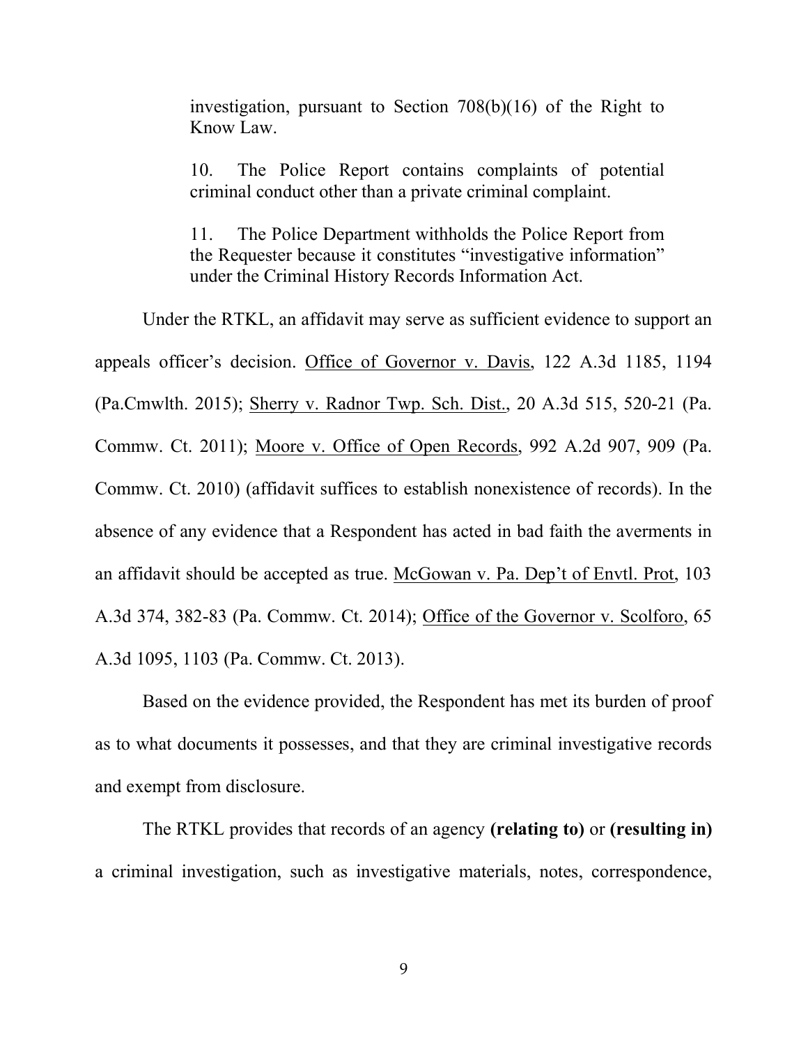> investigation, pursuant to Section 708(b)(16) of the Right to Know Law.
>
> 10. The Police Report contains complaints of potential criminal conduct other than a private criminal complaint.
>
> 11. The Police Department withholds the Police Report from the Requester because it constitutes "investigative information" under the Criminal History Records Information Act.

Under the RTKL, an affidavit may serve as sufficient evidence to support an appeals officer's decision. Office of Governor v. Davis, 122 A.3d 1185, 1194 (Pa.Cmwlth. 2015); Sherry v. Radnor Twp. Sch. Dist., 20 A.3d 515, 520-21 (Pa. Commw. Ct. 2011); Moore v. Office of Open Records, 992 A.2d 907, 909 (Pa. Commw. Ct. 2010) (affidavit suffices to establish nonexistence of records). In the absence of any evidence that a Respondent has acted in bad faith the averments in an affidavit should be accepted as true. McGowan v. Pa. Dep't of Envtl. Prot, 103 A.3d 374, 382-83 (Pa. Commw. Ct. 2014); Office of the Governor v. Scolforo, 65 A.3d 1095, 1103 (Pa. Commw. Ct. 2013).

Based on the evidence provided, the Respondent has met its burden of proof as to what documents it possesses, and that they are criminal investigative records and exempt from disclosure.

The RTKL provides that records of an agency **(relating to)** or **(resulting in)** a criminal investigation, such as investigative materials, notes, correspondence,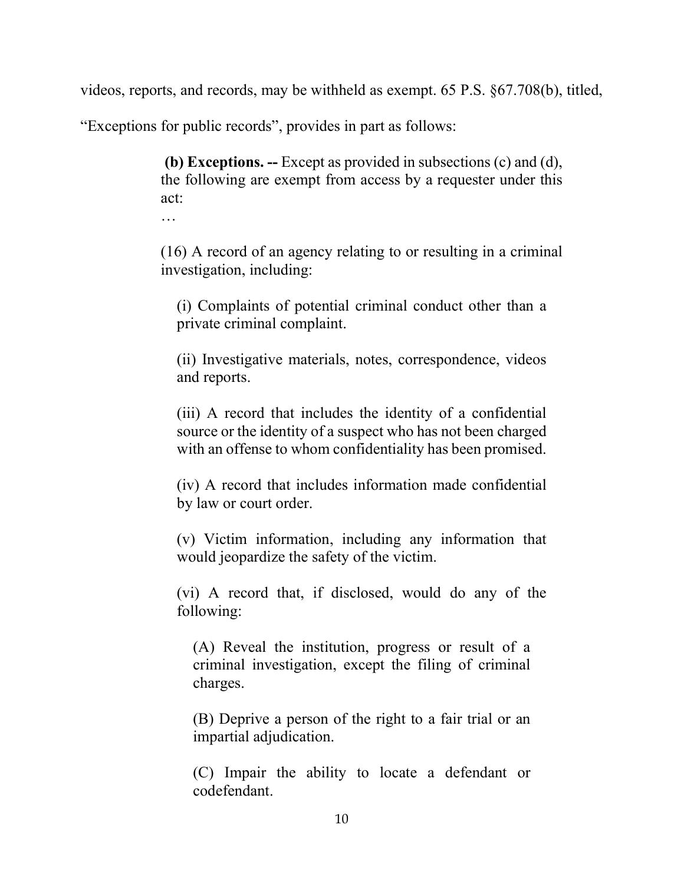videos, reports, and records, may be withheld as exempt. 65 P.S. §67.708(b), titled, "Exceptions for public records", provides in part as follows:

> **(b) Exceptions. --** Except as provided in subsections (c) and (d), the following are exempt from access by a requester under this act:
>
> …
>
> (16) A record of an agency relating to or resulting in a criminal investigation, including:
>
> > (i) Complaints of potential criminal conduct other than a private criminal complaint.
> >
> > (ii) Investigative materials, notes, correspondence, videos and reports.
> >
> > (iii) A record that includes the identity of a confidential source or the identity of a suspect who has not been charged with an offense to whom confidentiality has been promised.
> >
> > (iv) A record that includes information made confidential by law or court order.
> >
> > (v) Victim information, including any information that would jeopardize the safety of the victim.
> >
> > (vi) A record that, if disclosed, would do any of the following:
> >
> > > (A) Reveal the institution, progress or result of a criminal investigation, except the filing of criminal charges.
> > >
> > > (B) Deprive a person of the right to a fair trial or an impartial adjudication.
> > >
> > > (C) Impair the ability to locate a defendant or codefendant.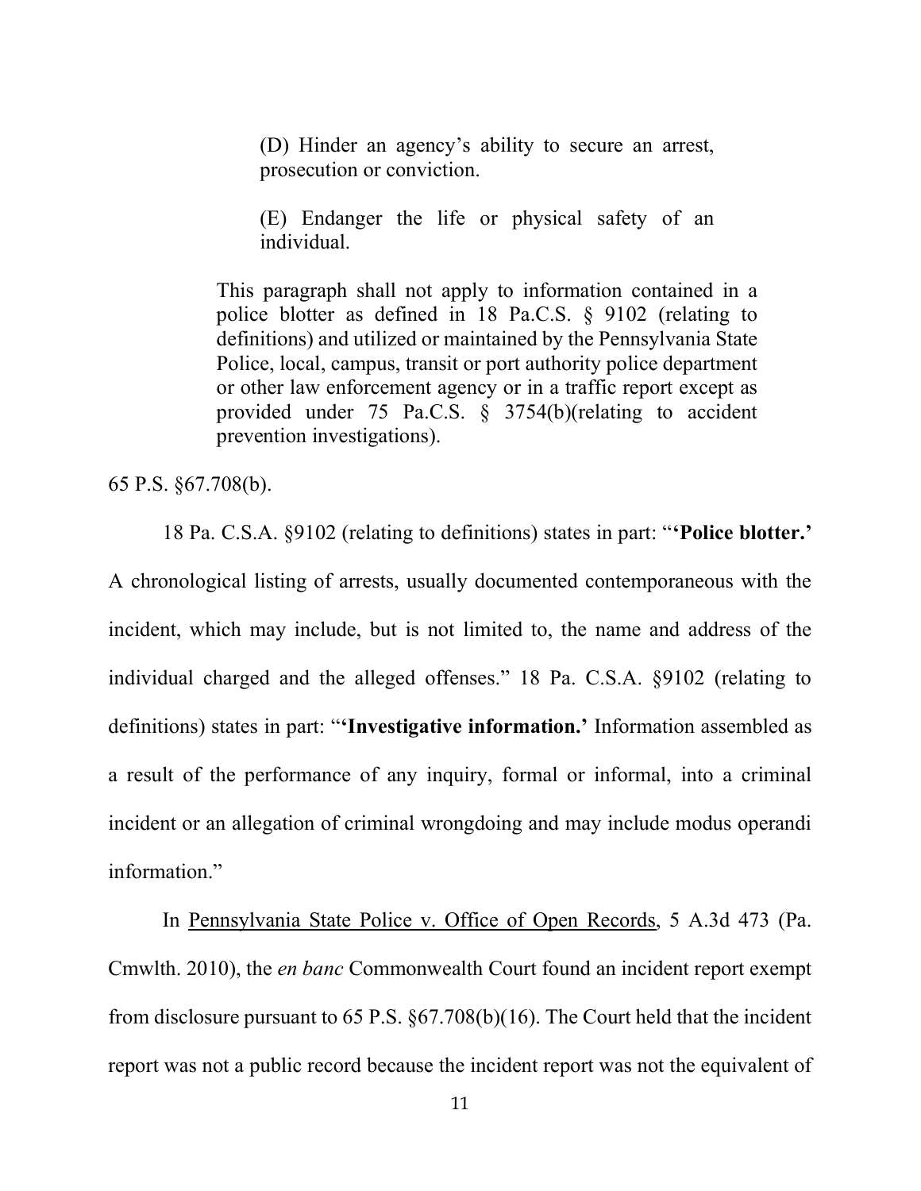> (D) Hinder an agency's ability to secure an arrest, prosecution or conviction.
>
> (E) Endanger the life or physical safety of an individual.
>
> This paragraph shall not apply to information contained in a police blotter as defined in 18 Pa.C.S. § 9102 (relating to definitions) and utilized or maintained by the Pennsylvania State Police, local, campus, transit or port authority police department or other law enforcement agency or in a traffic report except as provided under 75 Pa.C.S. § 3754(b)(relating to accident prevention investigations).

65 P.S. §67.708(b).

18 Pa. C.S.A. §9102 (relating to definitions) states in part: "**'Police blotter.'** A chronological listing of arrests, usually documented contemporaneous with the incident, which may include, but is not limited to, the name and address of the individual charged and the alleged offenses." 18 Pa. C.S.A. §9102 (relating to definitions) states in part: "**'Investigative information.'** Information assembled as a result of the performance of any inquiry, formal or informal, into a criminal incident or an allegation of criminal wrongdoing and may include modus operandi information."

In Pennsylvania State Police v. Office of Open Records, 5 A.3d 473 (Pa. Cmwlth. 2010), the *en banc* Commonwealth Court found an incident report exempt from disclosure pursuant to 65 P.S. §67.708(b)(16). The Court held that the incident report was not a public record because the incident report was not the equivalent of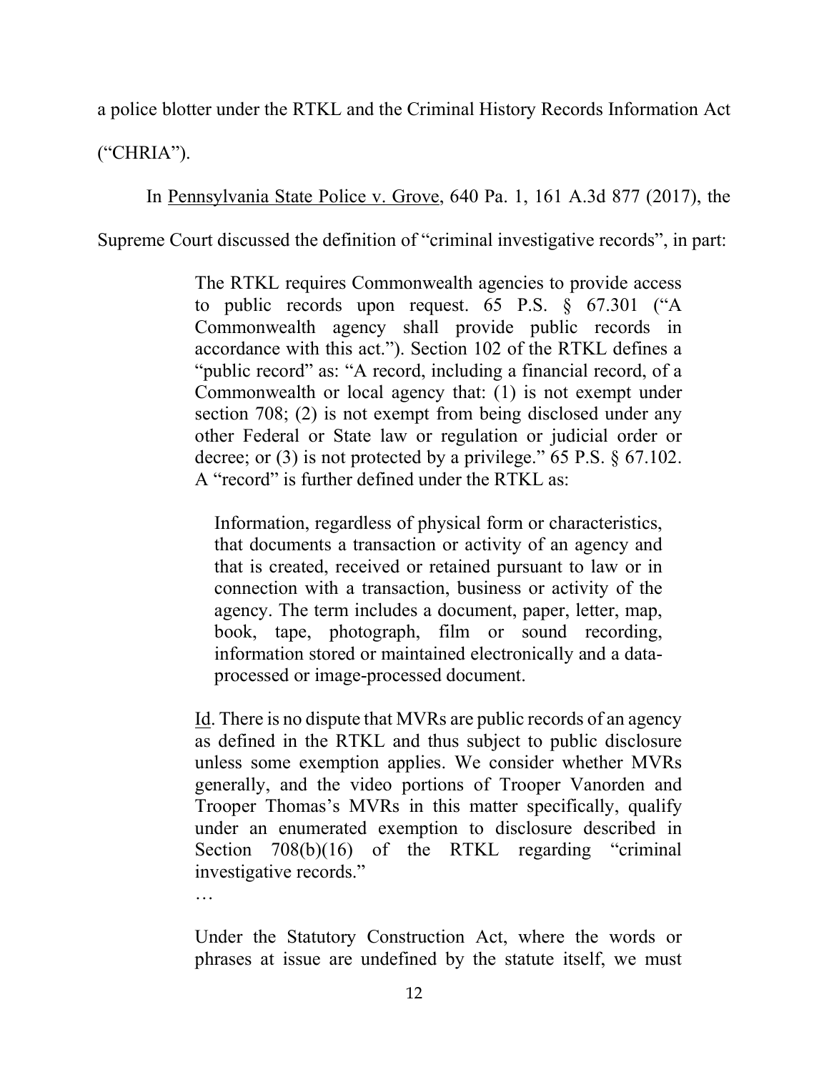a police blotter under the RTKL and the Criminal History Records Information Act ("CHRIA").

In Pennsylvania State Police v. Grove, 640 Pa. 1, 161 A.3d 877 (2017), the Supreme Court discussed the definition of "criminal investigative records", in part:

> The RTKL requires Commonwealth agencies to provide access to public records upon request. 65 P.S. § 67.301 ("A Commonwealth agency shall provide public records in accordance with this act."). Section 102 of the RTKL defines a "public record" as: "A record, including a financial record, of a Commonwealth or local agency that: (1) is not exempt under section 708; (2) is not exempt from being disclosed under any other Federal or State law or regulation or judicial order or decree; or (3) is not protected by a privilege." 65 P.S. § 67.102. A "record" is further defined under the RTKL as:
>
> > Information, regardless of physical form or characteristics, that documents a transaction or activity of an agency and that is created, received or retained pursuant to law or in connection with a transaction, business or activity of the agency. The term includes a document, paper, letter, map, book, tape, photograph, film or sound recording, information stored or maintained electronically and a data-processed or image-processed document.
>
> Id. There is no dispute that MVRs are public records of an agency as defined in the RTKL and thus subject to public disclosure unless some exemption applies. We consider whether MVRs generally, and the video portions of Trooper Vanorden and Trooper Thomas's MVRs in this matter specifically, qualify under an enumerated exemption to disclosure described in Section 708(b)(16) of the RTKL regarding "criminal investigative records."
>
> …
>
> Under the Statutory Construction Act, where the words or phrases at issue are undefined by the statute itself, we must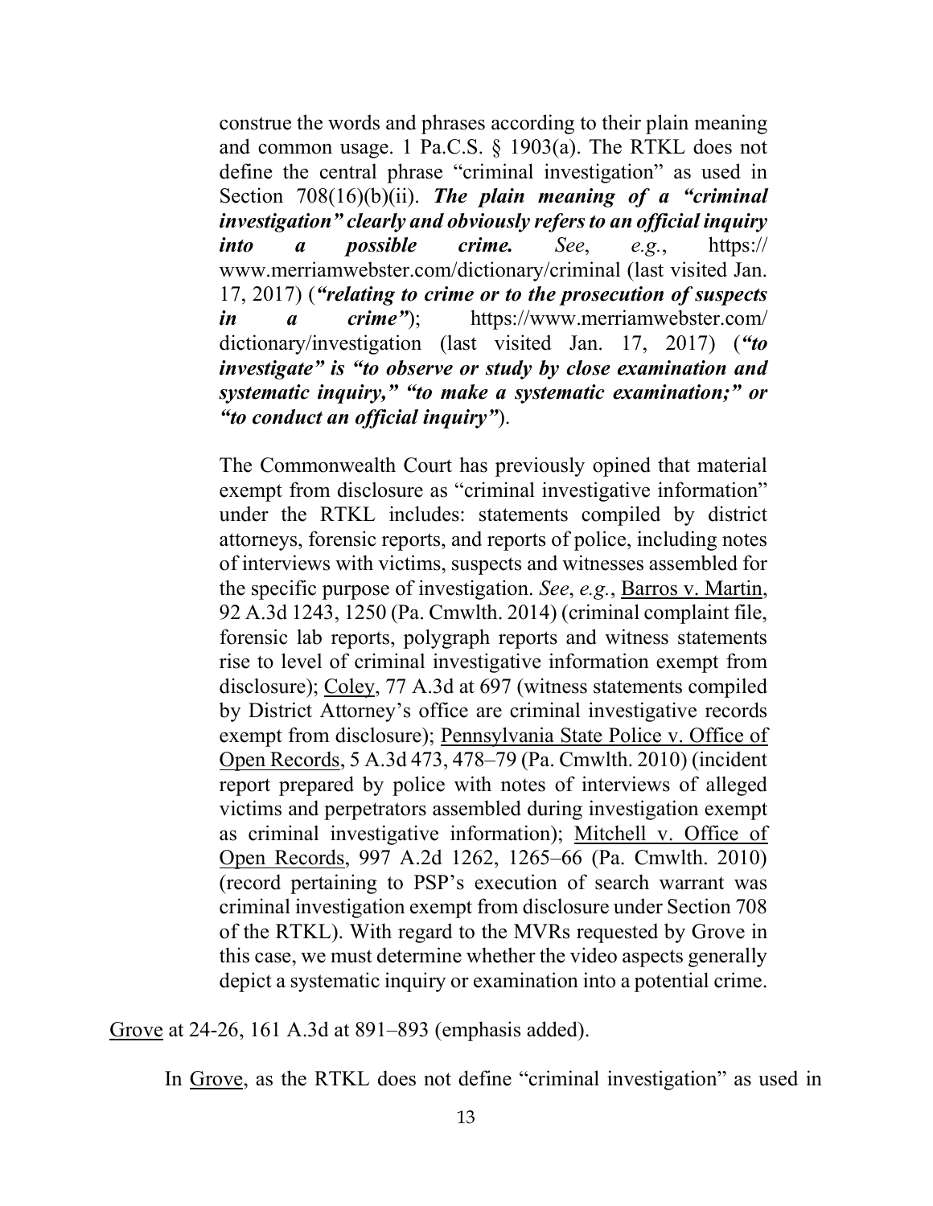> construe the words and phrases according to their plain meaning and common usage. 1 Pa.C.S. § 1903(a). The RTKL does not define the central phrase "criminal investigation" as used in Section 708(16)(b)(ii). ***The plain meaning of a "criminal investigation" clearly and obviously refers to an official inquiry into a possible crime.*** *See*, *e.g.*, https://www.merriamwebster.com/dictionary/criminal (last visited Jan. 17, 2017) (***"relating to crime or to the prosecution of suspects in a crime"***); https://www.merriamwebster.com/dictionary/investigation (last visited Jan. 17, 2017) (***"to investigate" is "to observe or study by close examination and systematic inquiry," "to make a systematic examination;" or "to conduct an official inquiry"***).
>
> The Commonwealth Court has previously opined that material exempt from disclosure as "criminal investigative information" under the RTKL includes: statements compiled by district attorneys, forensic reports, and reports of police, including notes of interviews with victims, suspects and witnesses assembled for the specific purpose of investigation. *See*, *e.g.*, Barros v. Martin, 92 A.3d 1243, 1250 (Pa. Cmwlth. 2014) (criminal complaint file, forensic lab reports, polygraph reports and witness statements rise to level of criminal investigative information exempt from disclosure); Coley, 77 A.3d at 697 (witness statements compiled by District Attorney's office are criminal investigative records exempt from disclosure); Pennsylvania State Police v. Office of Open Records, 5 A.3d 473, 478–79 (Pa. Cmwlth. 2010) (incident report prepared by police with notes of interviews of alleged victims and perpetrators assembled during investigation exempt as criminal investigative information); Mitchell v. Office of Open Records, 997 A.2d 1262, 1265–66 (Pa. Cmwlth. 2010) (record pertaining to PSP's execution of search warrant was criminal investigation exempt from disclosure under Section 708 of the RTKL). With regard to the MVRs requested by Grove in this case, we must determine whether the video aspects generally depict a systematic inquiry or examination into a potential crime.

Grove at 24-26, 161 A.3d at 891–893 (emphasis added).

In Grove, as the RTKL does not define "criminal investigation" as used in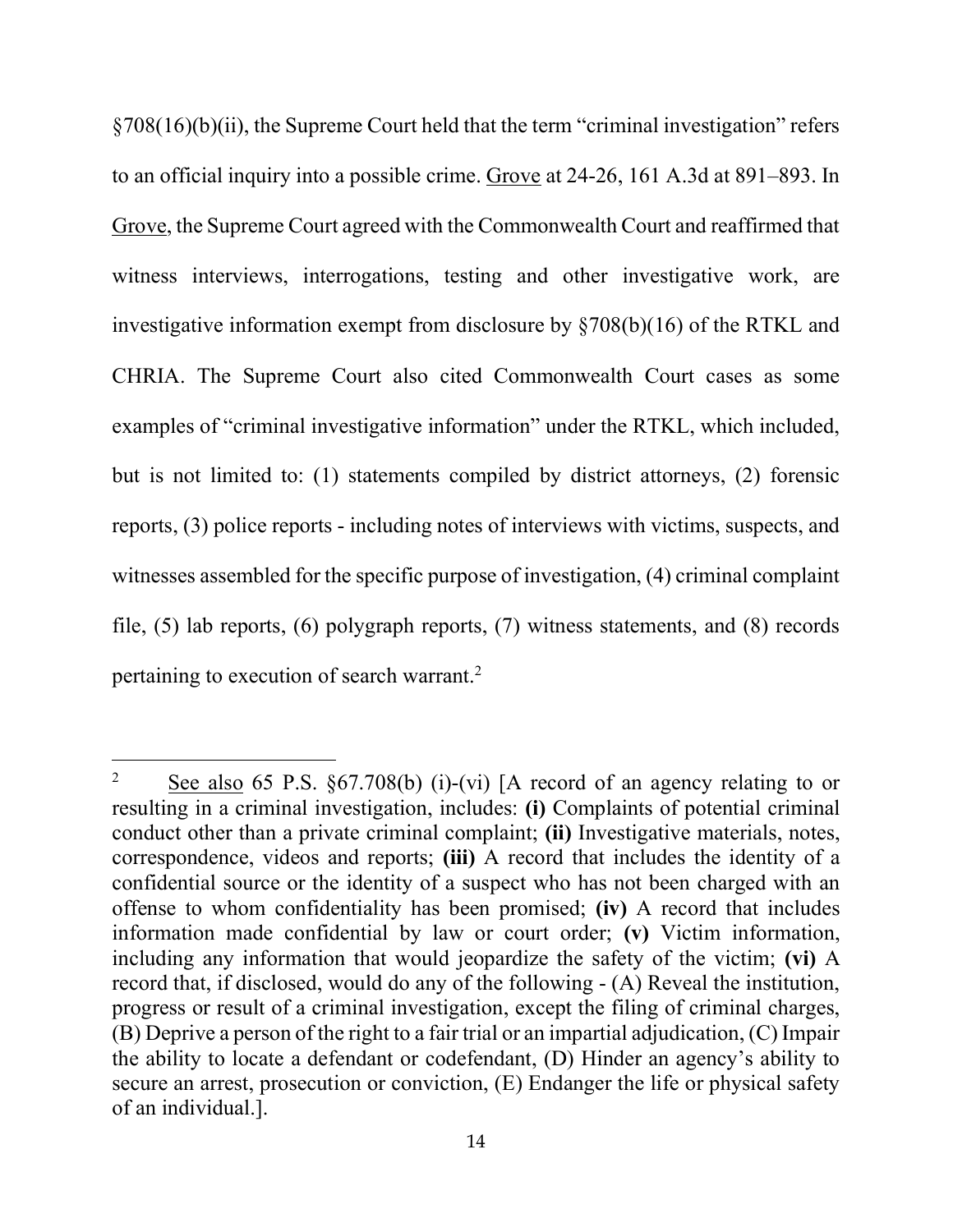§708(16)(b)(ii), the Supreme Court held that the term "criminal investigation" refers to an official inquiry into a possible crime. <u>Grove</u> at 24-26, 161 A.3d at 891–893. In <u>Grove</u>, the Supreme Court agreed with the Commonwealth Court and reaffirmed that witness interviews, interrogations, testing and other investigative work, are investigative information exempt from disclosure by §708(b)(16) of the RTKL and CHRIA. The Supreme Court also cited Commonwealth Court cases as some examples of "criminal investigative information" under the RTKL, which included, but is not limited to: (1) statements compiled by district attorneys, (2) forensic reports, (3) police reports - including notes of interviews with victims, suspects, and witnesses assembled for the specific purpose of investigation, (4) criminal complaint file, (5) lab reports, (6) polygraph reports, (7) witness statements, and (8) records pertaining to execution of search warrant.[2]

---

[2] <u>See also</u> 65 P.S. §67.708(b) (i)-(vi) [A record of an agency relating to or resulting in a criminal investigation, includes: **(i)** Complaints of potential criminal conduct other than a private criminal complaint; **(ii)** Investigative materials, notes, correspondence, videos and reports; **(iii)** A record that includes the identity of a confidential source or the identity of a suspect who has not been charged with an offense to whom confidentiality has been promised; **(iv)** A record that includes information made confidential by law or court order; **(v)** Victim information, including any information that would jeopardize the safety of the victim; **(vi)** A record that, if disclosed, would do any of the following - (A) Reveal the institution, progress or result of a criminal investigation, except the filing of criminal charges, (B) Deprive a person of the right to a fair trial or an impartial adjudication, (C) Impair the ability to locate a defendant or codefendant, (D) Hinder an agency's ability to secure an arrest, prosecution or conviction, (E) Endanger the life or physical safety of an individual.].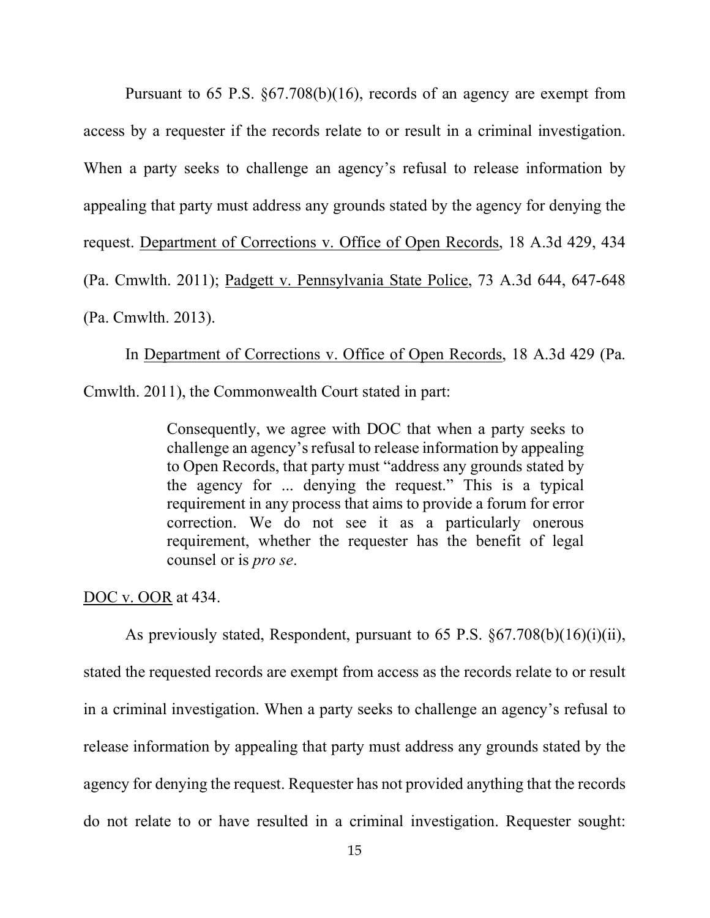Pursuant to 65 P.S. §67.708(b)(16), records of an agency are exempt from access by a requester if the records relate to or result in a criminal investigation. When a party seeks to challenge an agency's refusal to release information by appealing that party must address any grounds stated by the agency for denying the request. Department of Corrections v. Office of Open Records, 18 A.3d 429, 434 (Pa. Cmwlth. 2011); Padgett v. Pennsylvania State Police, 73 A.3d 644, 647-648 (Pa. Cmwlth. 2013).

In Department of Corrections v. Office of Open Records, 18 A.3d 429 (Pa. Cmwlth. 2011), the Commonwealth Court stated in part:

> Consequently, we agree with DOC that when a party seeks to challenge an agency's refusal to release information by appealing to Open Records, that party must "address any grounds stated by the agency for ... denying the request." This is a typical requirement in any process that aims to provide a forum for error correction. We do not see it as a particularly onerous requirement, whether the requester has the benefit of legal counsel or is *pro se*.

DOC v. OOR at 434.

As previously stated, Respondent, pursuant to 65 P.S. §67.708(b)(16)(i)(ii), stated the requested records are exempt from access as the records relate to or result in a criminal investigation. When a party seeks to challenge an agency's refusal to release information by appealing that party must address any grounds stated by the agency for denying the request. Requester has not provided anything that the records do not relate to or have resulted in a criminal investigation. Requester sought: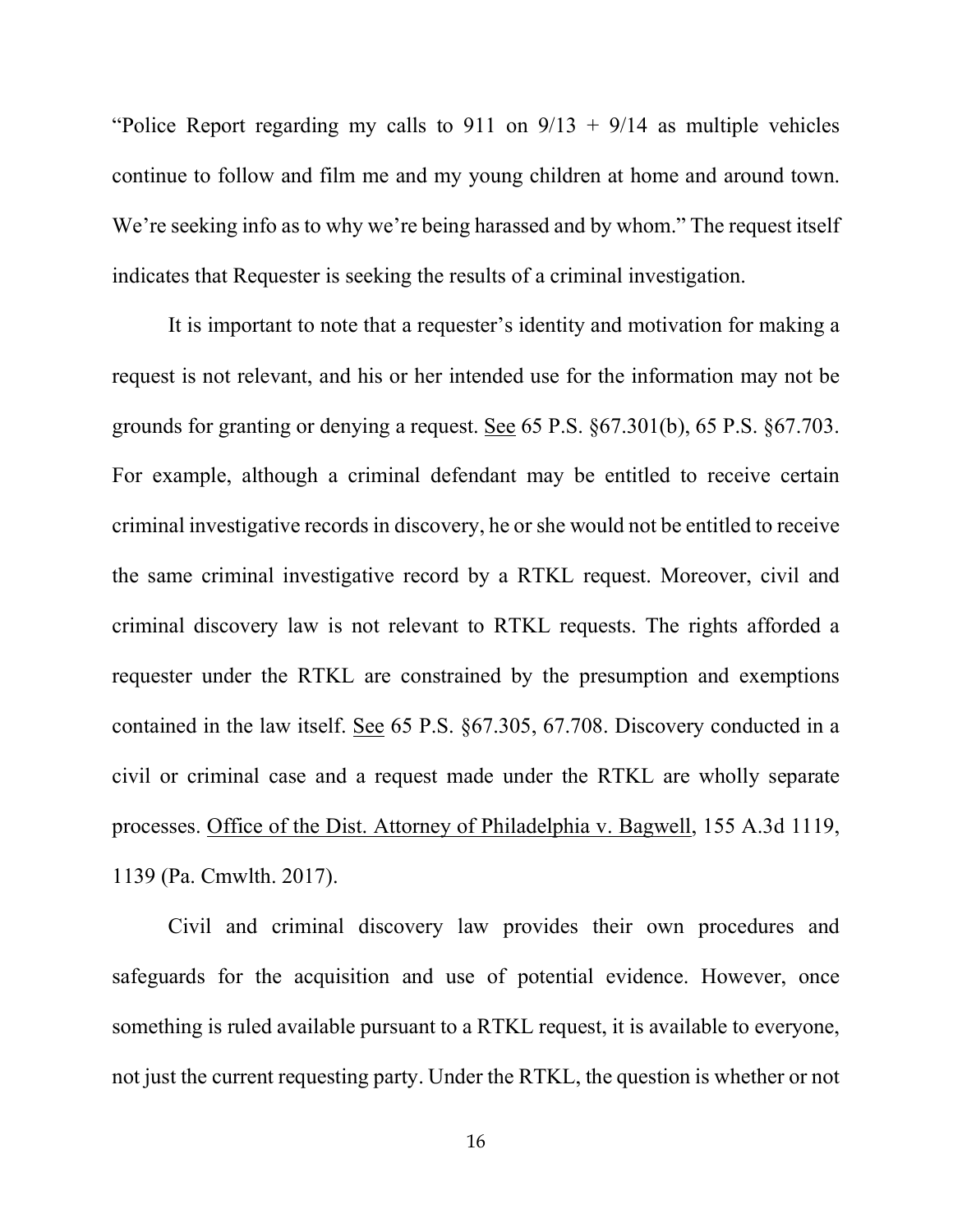"Police Report regarding my calls to 911 on 9/13 + 9/14 as multiple vehicles continue to follow and film me and my young children at home and around town. We're seeking info as to why we're being harassed and by whom." The request itself indicates that Requester is seeking the results of a criminal investigation.

It is important to note that a requester's identity and motivation for making a request is not relevant, and his or her intended use for the information may not be grounds for granting or denying a request. See 65 P.S. §67.301(b), 65 P.S. §67.703. For example, although a criminal defendant may be entitled to receive certain criminal investigative records in discovery, he or she would not be entitled to receive the same criminal investigative record by a RTKL request. Moreover, civil and criminal discovery law is not relevant to RTKL requests. The rights afforded a requester under the RTKL are constrained by the presumption and exemptions contained in the law itself. See 65 P.S. §67.305, 67.708. Discovery conducted in a civil or criminal case and a request made under the RTKL are wholly separate processes. Office of the Dist. Attorney of Philadelphia v. Bagwell, 155 A.3d 1119, 1139 (Pa. Cmwlth. 2017).

Civil and criminal discovery law provides their own procedures and safeguards for the acquisition and use of potential evidence. However, once something is ruled available pursuant to a RTKL request, it is available to everyone, not just the current requesting party. Under the RTKL, the question is whether or not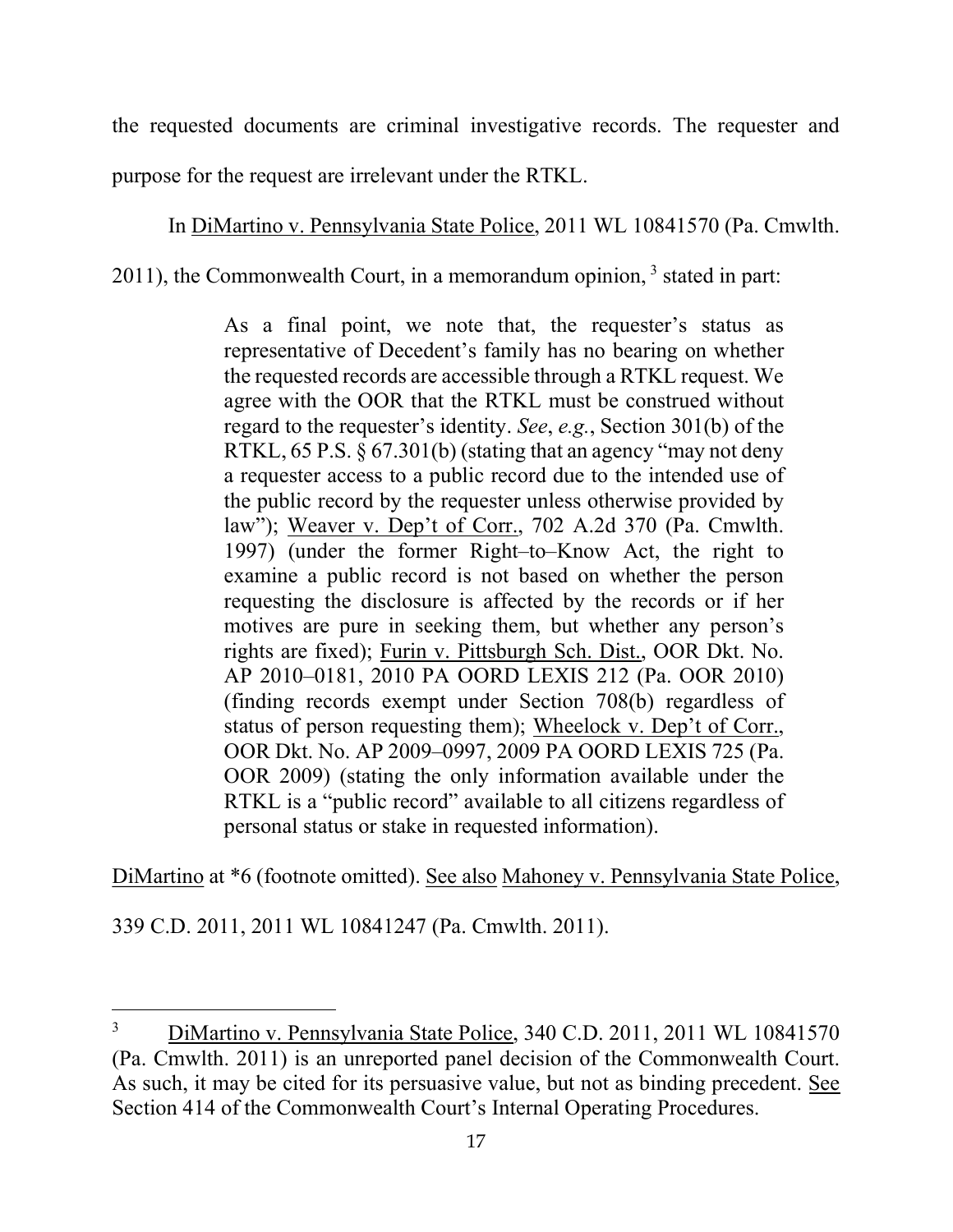the requested documents are criminal investigative records. The requester and purpose for the request are irrelevant under the RTKL.

In DiMartino v. Pennsylvania State Police, 2011 WL 10841570 (Pa. Cmwlth. 2011), the Commonwealth Court, in a memorandum opinion, [3] stated in part:

> As a final point, we note that, the requester's status as representative of Decedent's family has no bearing on whether the requested records are accessible through a RTKL request. We agree with the OOR that the RTKL must be construed without regard to the requester's identity. *See*, *e.g.*, Section 301(b) of the RTKL, 65 P.S. § 67.301(b) (stating that an agency "may not deny a requester access to a public record due to the intended use of the public record by the requester unless otherwise provided by law"); Weaver v. Dep't of Corr., 702 A.2d 370 (Pa. Cmwlth. 1997) (under the former Right–to–Know Act, the right to examine a public record is not based on whether the person requesting the disclosure is affected by the records or if her motives are pure in seeking them, but whether any person's rights are fixed); Furin v. Pittsburgh Sch. Dist., OOR Dkt. No. AP 2010–0181, 2010 PA OORD LEXIS 212 (Pa. OOR 2010) (finding records exempt under Section 708(b) regardless of status of person requesting them); Wheelock v. Dep't of Corr., OOR Dkt. No. AP 2009–0997, 2009 PA OORD LEXIS 725 (Pa. OOR 2009) (stating the only information available under the RTKL is a "public record" available to all citizens regardless of personal status or stake in requested information).

DiMartino at *6 (footnote omitted). See also Mahoney v. Pennsylvania State Police, 339 C.D. 2011, 2011 WL 10841247 (Pa. Cmwlth. 2011).

---

[3] DiMartino v. Pennsylvania State Police, 340 C.D. 2011, 2011 WL 10841570 (Pa. Cmwlth. 2011) is an unreported panel decision of the Commonwealth Court. As such, it may be cited for its persuasive value, but not as binding precedent. See Section 414 of the Commonwealth Court's Internal Operating Procedures.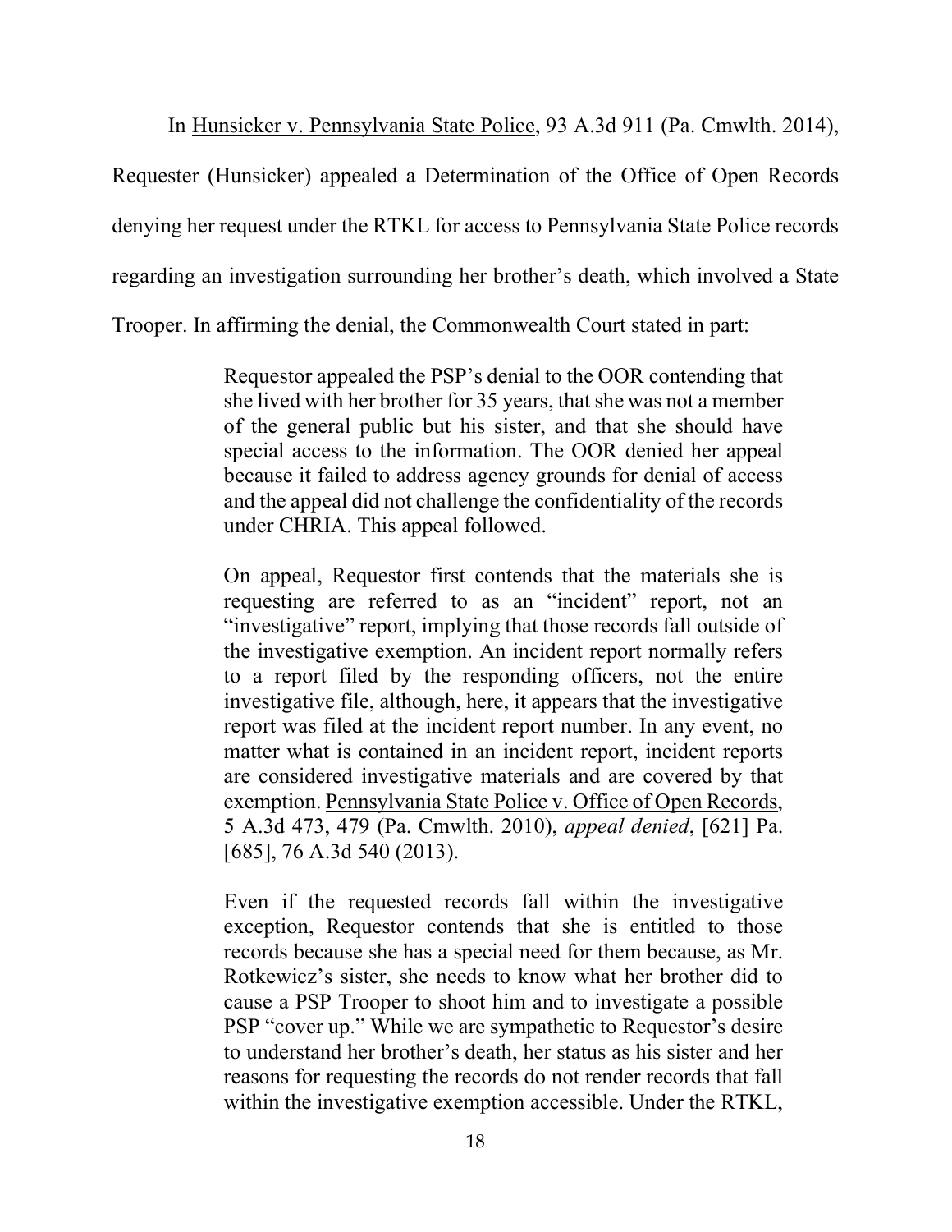In Hunsicker v. Pennsylvania State Police, 93 A.3d 911 (Pa. Cmwlth. 2014), Requester (Hunsicker) appealed a Determination of the Office of Open Records denying her request under the RTKL for access to Pennsylvania State Police records regarding an investigation surrounding her brother's death, which involved a State Trooper. In affirming the denial, the Commonwealth Court stated in part:

> Requestor appealed the PSP's denial to the OOR contending that she lived with her brother for 35 years, that she was not a member of the general public but his sister, and that she should have special access to the information. The OOR denied her appeal because it failed to address agency grounds for denial of access and the appeal did not challenge the confidentiality of the records under CHRIA. This appeal followed.
>
> On appeal, Requestor first contends that the materials she is requesting are referred to as an "incident" report, not an "investigative" report, implying that those records fall outside of the investigative exemption. An incident report normally refers to a report filed by the responding officers, not the entire investigative file, although, here, it appears that the investigative report was filed at the incident report number. In any event, no matter what is contained in an incident report, incident reports are considered investigative materials and are covered by that exemption. Pennsylvania State Police v. Office of Open Records, 5 A.3d 473, 479 (Pa. Cmwlth. 2010), *appeal denied*, [621] Pa. [685], 76 A.3d 540 (2013).
>
> Even if the requested records fall within the investigative exception, Requestor contends that she is entitled to those records because she has a special need for them because, as Mr. Rotkewicz's sister, she needs to know what her brother did to cause a PSP Trooper to shoot him and to investigate a possible PSP "cover up." While we are sympathetic to Requestor's desire to understand her brother's death, her status as his sister and her reasons for requesting the records do not render records that fall within the investigative exemption accessible. Under the RTKL,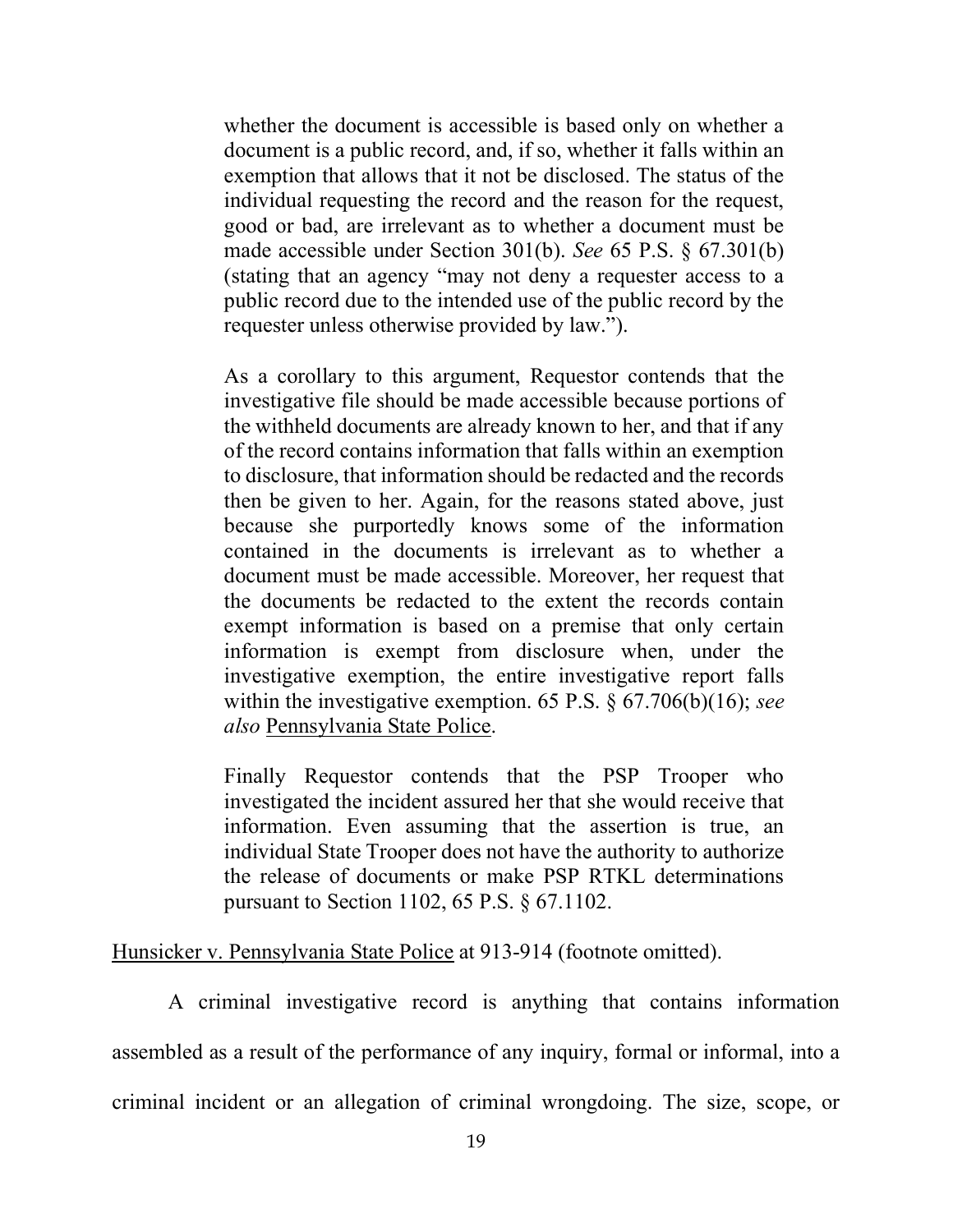> whether the document is accessible is based only on whether a document is a public record, and, if so, whether it falls within an exemption that allows that it not be disclosed. The status of the individual requesting the record and the reason for the request, good or bad, are irrelevant as to whether a document must be made accessible under Section 301(b). *See* 65 P.S. § 67.301(b) (stating that an agency "may not deny a requester access to a public record due to the intended use of the public record by the requester unless otherwise provided by law.").
>
> As a corollary to this argument, Requestor contends that the investigative file should be made accessible because portions of the withheld documents are already known to her, and that if any of the record contains information that falls within an exemption to disclosure, that information should be redacted and the records then be given to her. Again, for the reasons stated above, just because she purportedly knows some of the information contained in the documents is irrelevant as to whether a document must be made accessible. Moreover, her request that the documents be redacted to the extent the records contain exempt information is based on a premise that only certain information is exempt from disclosure when, under the investigative exemption, the entire investigative report falls within the investigative exemption. 65 P.S. § 67.706(b)(16); *see also* Pennsylvania State Police.
>
> Finally Requestor contends that the PSP Trooper who investigated the incident assured her that she would receive that information. Even assuming that the assertion is true, an individual State Trooper does not have the authority to authorize the release of documents or make PSP RTKL determinations pursuant to Section 1102, 65 P.S. § 67.1102.

Hunsicker v. Pennsylvania State Police at 913-914 (footnote omitted).

A criminal investigative record is anything that contains information assembled as a result of the performance of any inquiry, formal or informal, into a criminal incident or an allegation of criminal wrongdoing. The size, scope, or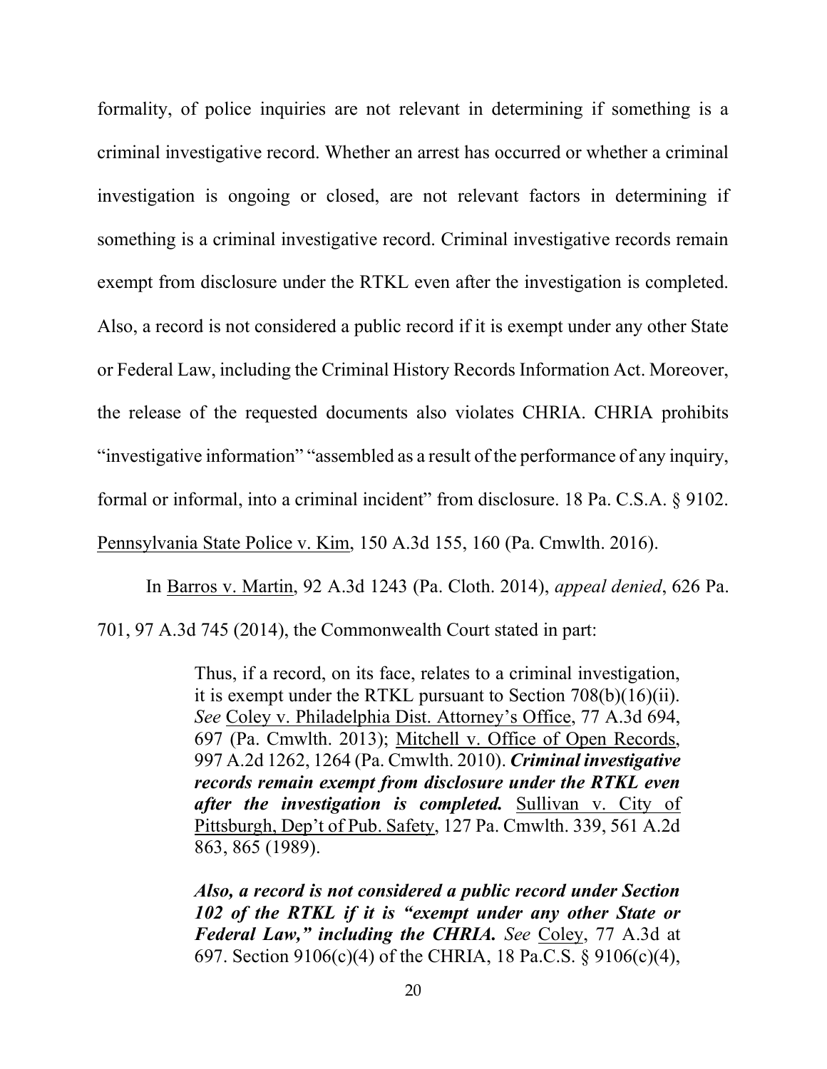formality, of police inquiries are not relevant in determining if something is a criminal investigative record. Whether an arrest has occurred or whether a criminal investigation is ongoing or closed, are not relevant factors in determining if something is a criminal investigative record. Criminal investigative records remain exempt from disclosure under the RTKL even after the investigation is completed. Also, a record is not considered a public record if it is exempt under any other State or Federal Law, including the Criminal History Records Information Act. Moreover, the release of the requested documents also violates CHRIA. CHRIA prohibits "investigative information" "assembled as a result of the performance of any inquiry, formal or informal, into a criminal incident" from disclosure. 18 Pa. C.S.A. § 9102. Pennsylvania State Police v. Kim, 150 A.3d 155, 160 (Pa. Cmwlth. 2016).

In Barros v. Martin, 92 A.3d 1243 (Pa. Cloth. 2014), *appeal denied*, 626 Pa. 701, 97 A.3d 745 (2014), the Commonwealth Court stated in part:

> Thus, if a record, on its face, relates to a criminal investigation, it is exempt under the RTKL pursuant to Section 708(b)(16)(ii). *See* Coley v. Philadelphia Dist. Attorney's Office, 77 A.3d 694, 697 (Pa. Cmwlth. 2013); Mitchell v. Office of Open Records, 997 A.2d 1262, 1264 (Pa. Cmwlth. 2010). ***Criminal investigative records remain exempt from disclosure under the RTKL even after the investigation is completed.*** Sullivan v. City of Pittsburgh, Dep't of Pub. Safety, 127 Pa. Cmwlth. 339, 561 A.2d 863, 865 (1989).
>
> ***Also, a record is not considered a public record under Section 102 of the RTKL if it is "exempt under any other State or Federal Law," including the CHRIA.*** *See* Coley, 77 A.3d at 697. Section 9106(c)(4) of the CHRIA, 18 Pa.C.S. § 9106(c)(4),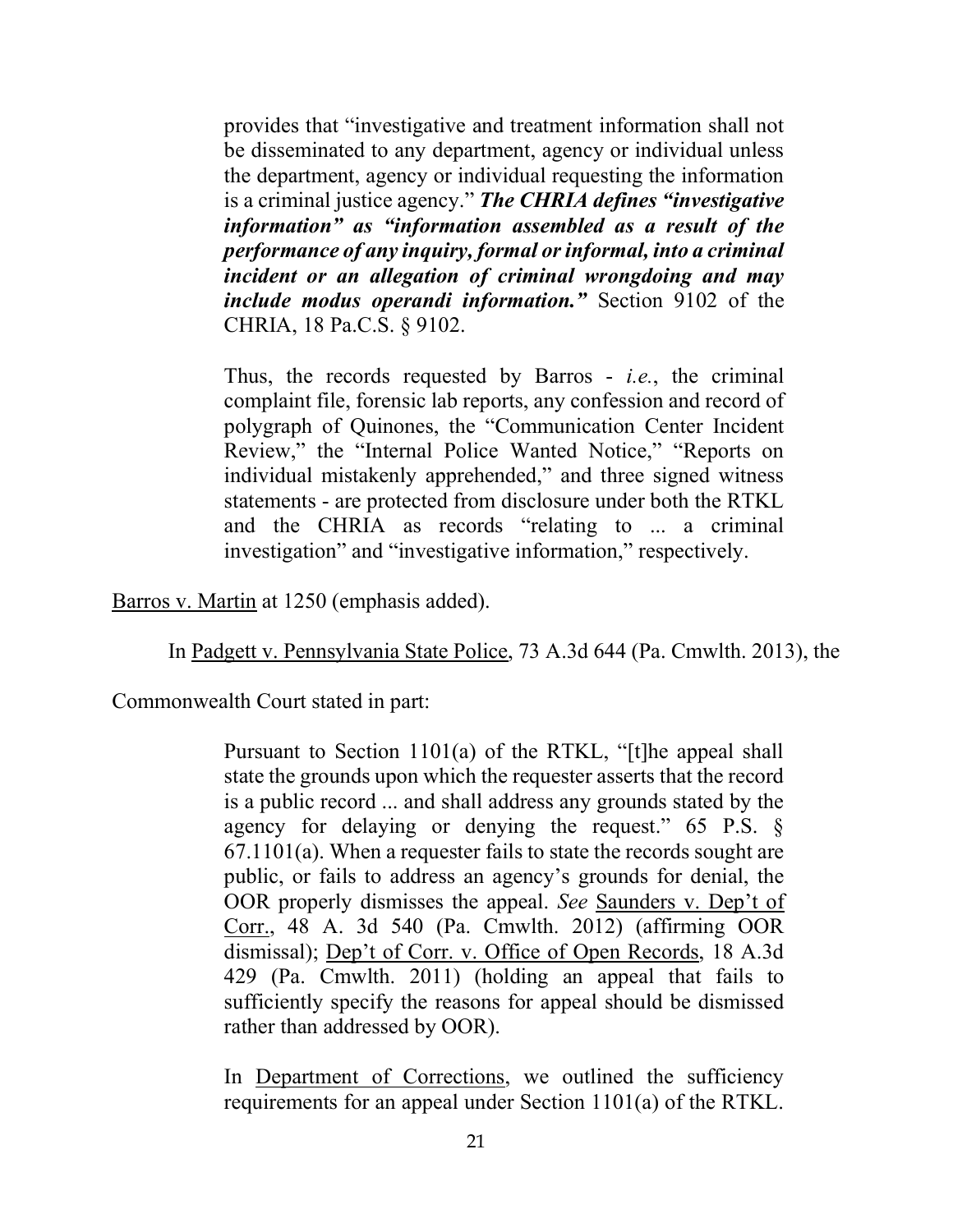> provides that "investigative and treatment information shall not be disseminated to any department, agency or individual unless the department, agency or individual requesting the information is a criminal justice agency." ***The CHRIA defines "investigative information" as "information assembled as a result of the performance of any inquiry, formal or informal, into a criminal incident or an allegation of criminal wrongdoing and may include modus operandi information."*** Section 9102 of the CHRIA, 18 Pa.C.S. § 9102.
>
> Thus, the records requested by Barros - *i.e.*, the criminal complaint file, forensic lab reports, any confession and record of polygraph of Quinones, the "Communication Center Incident Review," the "Internal Police Wanted Notice," "Reports on individual mistakenly apprehended," and three signed witness statements - are protected from disclosure under both the RTKL and the CHRIA as records "relating to ... a criminal investigation" and "investigative information," respectively.

Barros v. Martin at 1250 (emphasis added).

In Padgett v. Pennsylvania State Police, 73 A.3d 644 (Pa. Cmwlth. 2013), the Commonwealth Court stated in part:

> Pursuant to Section 1101(a) of the RTKL, "[t]he appeal shall state the grounds upon which the requester asserts that the record is a public record ... and shall address any grounds stated by the agency for delaying or denying the request." 65 P.S. § 67.1101(a). When a requester fails to state the records sought are public, or fails to address an agency's grounds for denial, the OOR properly dismisses the appeal. *See* Saunders v. Dep't of Corr., 48 A. 3d 540 (Pa. Cmwlth. 2012) (affirming OOR dismissal); Dep't of Corr. v. Office of Open Records, 18 A.3d 429 (Pa. Cmwlth. 2011) (holding an appeal that fails to sufficiently specify the reasons for appeal should be dismissed rather than addressed by OOR).
>
> In Department of Corrections, we outlined the sufficiency requirements for an appeal under Section 1101(a) of the RTKL.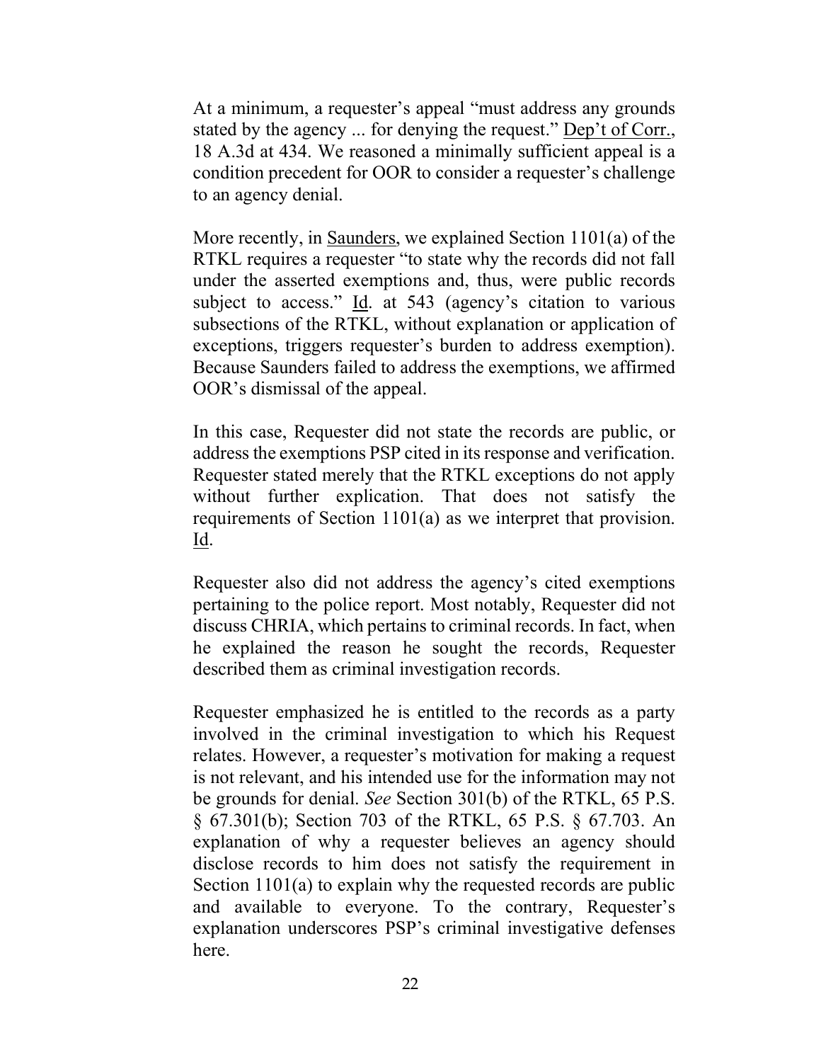At a minimum, a requester's appeal "must address any grounds stated by the agency ... for denying the request." Dep't of Corr., 18 A.3d at 434. We reasoned a minimally sufficient appeal is a condition precedent for OOR to consider a requester's challenge to an agency denial.

More recently, in Saunders, we explained Section 1101(a) of the RTKL requires a requester "to state why the records did not fall under the asserted exemptions and, thus, were public records subject to access." Id. at 543 (agency's citation to various subsections of the RTKL, without explanation or application of exceptions, triggers requester's burden to address exemption). Because Saunders failed to address the exemptions, we affirmed OOR's dismissal of the appeal.

In this case, Requester did not state the records are public, or address the exemptions PSP cited in its response and verification. Requester stated merely that the RTKL exceptions do not apply without further explication. That does not satisfy the requirements of Section 1101(a) as we interpret that provision. Id.

Requester also did not address the agency's cited exemptions pertaining to the police report. Most notably, Requester did not discuss CHRIA, which pertains to criminal records. In fact, when he explained the reason he sought the records, Requester described them as criminal investigation records.

Requester emphasized he is entitled to the records as a party involved in the criminal investigation to which his Request relates. However, a requester's motivation for making a request is not relevant, and his intended use for the information may not be grounds for denial. *See* Section 301(b) of the RTKL, 65 P.S. § 67.301(b); Section 703 of the RTKL, 65 P.S. § 67.703. An explanation of why a requester believes an agency should disclose records to him does not satisfy the requirement in Section 1101(a) to explain why the requested records are public and available to everyone. To the contrary, Requester's explanation underscores PSP's criminal investigative defenses here.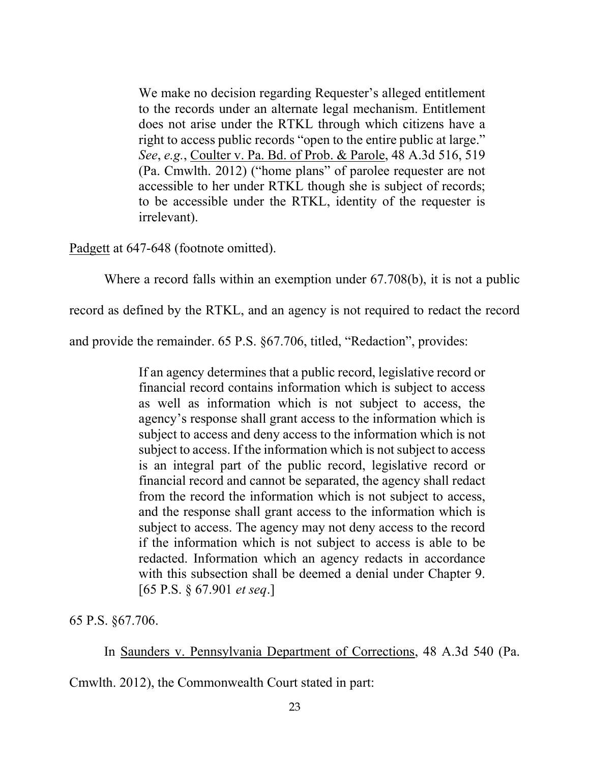> We make no decision regarding Requester's alleged entitlement to the records under an alternate legal mechanism. Entitlement does not arise under the RTKL through which citizens have a right to access public records "open to the entire public at large." *See*, *e.g.*, Coulter v. Pa. Bd. of Prob. & Parole, 48 A.3d 516, 519 (Pa. Cmwlth. 2012) ("home plans" of parolee requester are not accessible to her under RTKL though she is subject of records; to be accessible under the RTKL, identity of the requester is irrelevant).

Padgett at 647-648 (footnote omitted).

Where a record falls within an exemption under 67.708(b), it is not a public record as defined by the RTKL, and an agency is not required to redact the record and provide the remainder. 65 P.S. §67.706, titled, "Redaction", provides:

> If an agency determines that a public record, legislative record or financial record contains information which is subject to access as well as information which is not subject to access, the agency's response shall grant access to the information which is subject to access and deny access to the information which is not subject to access. If the information which is not subject to access is an integral part of the public record, legislative record or financial record and cannot be separated, the agency shall redact from the record the information which is not subject to access, and the response shall grant access to the information which is subject to access. The agency may not deny access to the record if the information which is not subject to access is able to be redacted. Information which an agency redacts in accordance with this subsection shall be deemed a denial under Chapter 9. [65 P.S. § 67.901 *et seq*.]

65 P.S. §67.706.

In Saunders v. Pennsylvania Department of Corrections, 48 A.3d 540 (Pa. Cmwlth. 2012), the Commonwealth Court stated in part: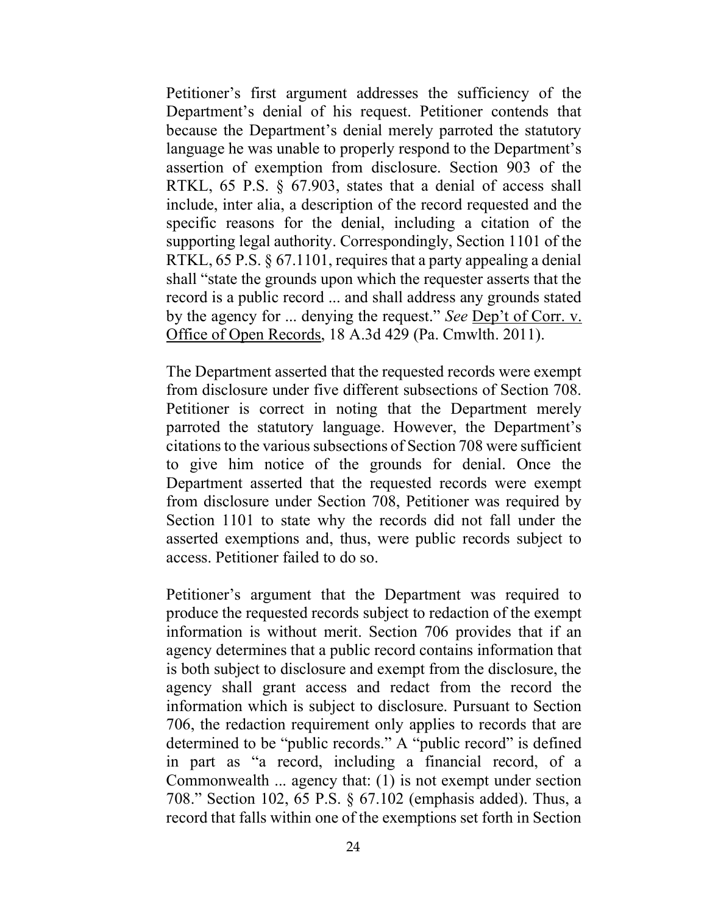Petitioner's first argument addresses the sufficiency of the Department's denial of his request. Petitioner contends that because the Department's denial merely parroted the statutory language he was unable to properly respond to the Department's assertion of exemption from disclosure. Section 903 of the RTKL, 65 P.S. § 67.903, states that a denial of access shall include, inter alia, a description of the record requested and the specific reasons for the denial, including a citation of the supporting legal authority. Correspondingly, Section 1101 of the RTKL, 65 P.S. § 67.1101, requires that a party appealing a denial shall "state the grounds upon which the requester asserts that the record is a public record ... and shall address any grounds stated by the agency for ... denying the request." *See* Dep't of Corr. v. Office of Open Records, 18 A.3d 429 (Pa. Cmwlth. 2011).

The Department asserted that the requested records were exempt from disclosure under five different subsections of Section 708. Petitioner is correct in noting that the Department merely parroted the statutory language. However, the Department's citations to the various subsections of Section 708 were sufficient to give him notice of the grounds for denial. Once the Department asserted that the requested records were exempt from disclosure under Section 708, Petitioner was required by Section 1101 to state why the records did not fall under the asserted exemptions and, thus, were public records subject to access. Petitioner failed to do so.

Petitioner's argument that the Department was required to produce the requested records subject to redaction of the exempt information is without merit. Section 706 provides that if an agency determines that a public record contains information that is both subject to disclosure and exempt from the disclosure, the agency shall grant access and redact from the record the information which is subject to disclosure. Pursuant to Section 706, the redaction requirement only applies to records that are determined to be "public records." A "public record" is defined in part as "a record, including a financial record, of a Commonwealth ... agency that: (1) is not exempt under section 708." Section 102, 65 P.S. § 67.102 (emphasis added). Thus, a record that falls within one of the exemptions set forth in Section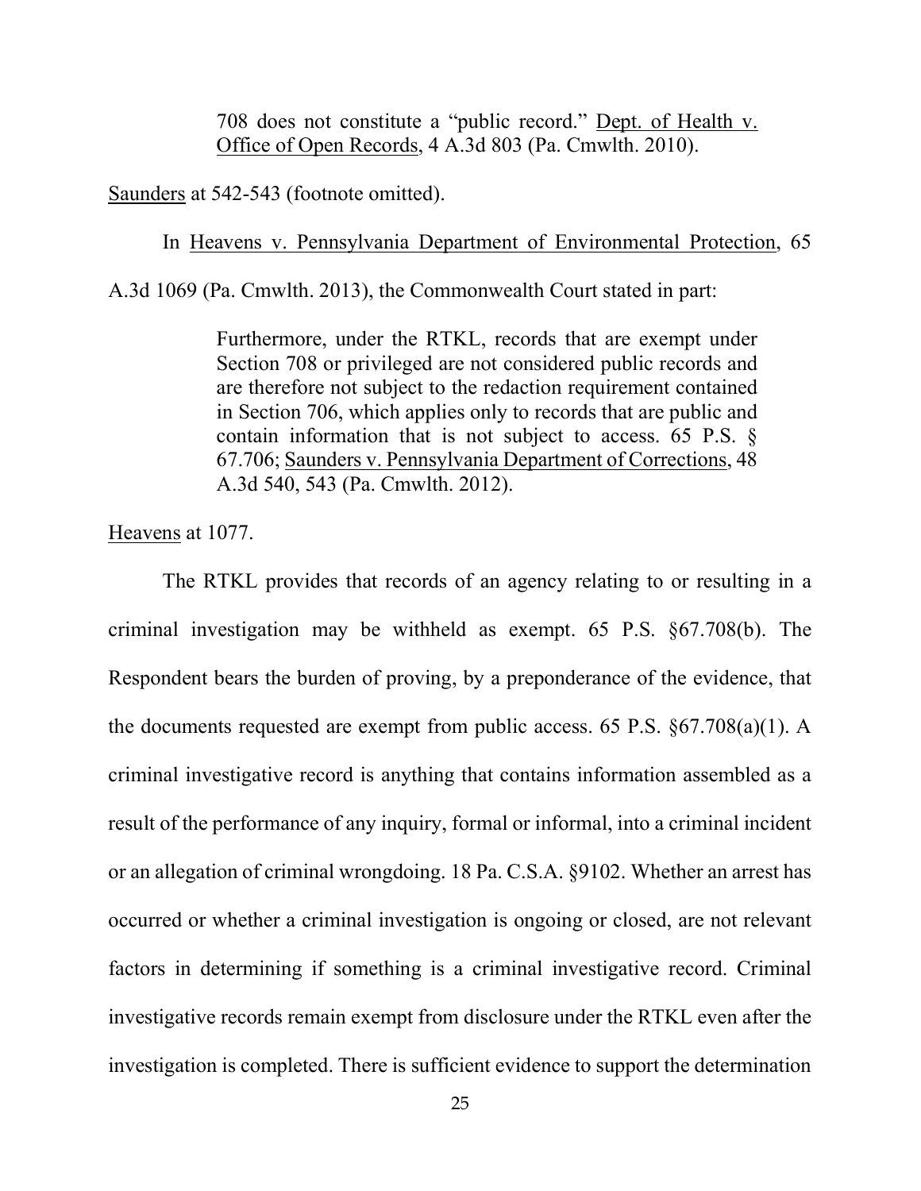> 708 does not constitute a "public record." Dept. of Health v. Office of Open Records, 4 A.3d 803 (Pa. Cmwlth. 2010).

Saunders at 542-543 (footnote omitted).

In Heavens v. Pennsylvania Department of Environmental Protection, 65 A.3d 1069 (Pa. Cmwlth. 2013), the Commonwealth Court stated in part:

> Furthermore, under the RTKL, records that are exempt under Section 708 or privileged are not considered public records and are therefore not subject to the redaction requirement contained in Section 706, which applies only to records that are public and contain information that is not subject to access. 65 P.S. § 67.706; Saunders v. Pennsylvania Department of Corrections, 48 A.3d 540, 543 (Pa. Cmwlth. 2012).

Heavens at 1077.

The RTKL provides that records of an agency relating to or resulting in a criminal investigation may be withheld as exempt. 65 P.S. §67.708(b). The Respondent bears the burden of proving, by a preponderance of the evidence, that the documents requested are exempt from public access. 65 P.S. §67.708(a)(1). A criminal investigative record is anything that contains information assembled as a result of the performance of any inquiry, formal or informal, into a criminal incident or an allegation of criminal wrongdoing. 18 Pa. C.S.A. §9102. Whether an arrest has occurred or whether a criminal investigation is ongoing or closed, are not relevant factors in determining if something is a criminal investigative record. Criminal investigative records remain exempt from disclosure under the RTKL even after the investigation is completed. There is sufficient evidence to support the determination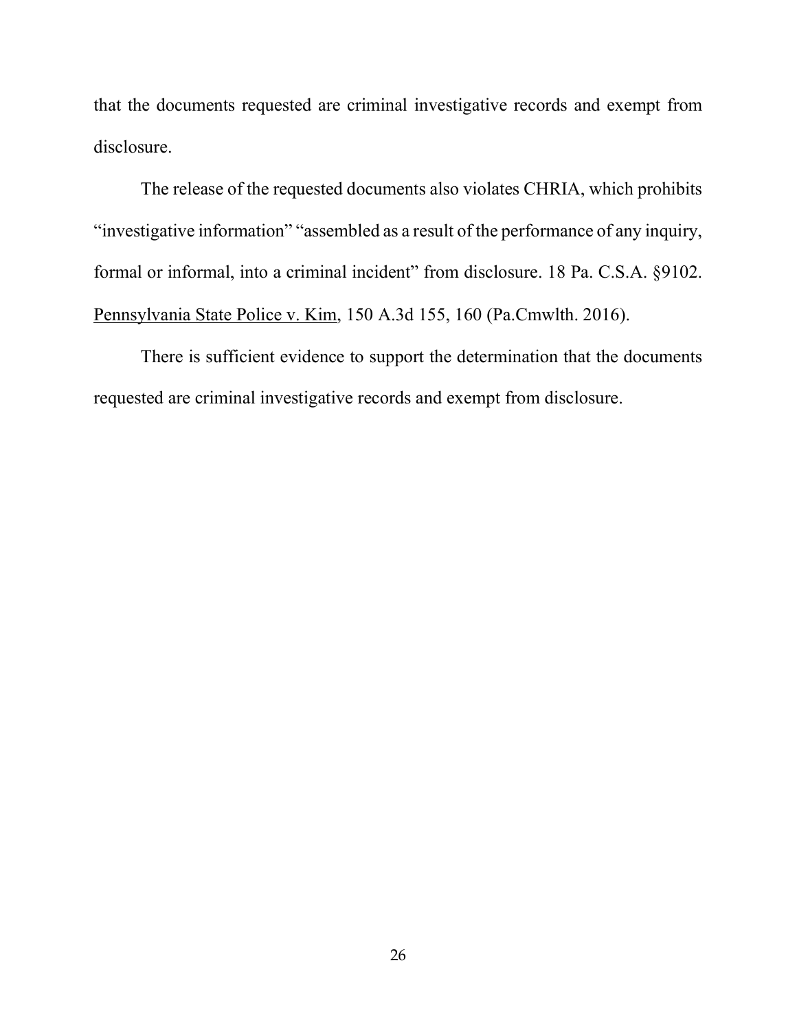that the documents requested are criminal investigative records and exempt from disclosure.

The release of the requested documents also violates CHRIA, which prohibits "investigative information" "assembled as a result of the performance of any inquiry, formal or informal, into a criminal incident" from disclosure. 18 Pa. C.S.A. §9102. Pennsylvania State Police v. Kim, 150 A.3d 155, 160 (Pa.Cmwlth. 2016).

There is sufficient evidence to support the determination that the documents requested are criminal investigative records and exempt from disclosure.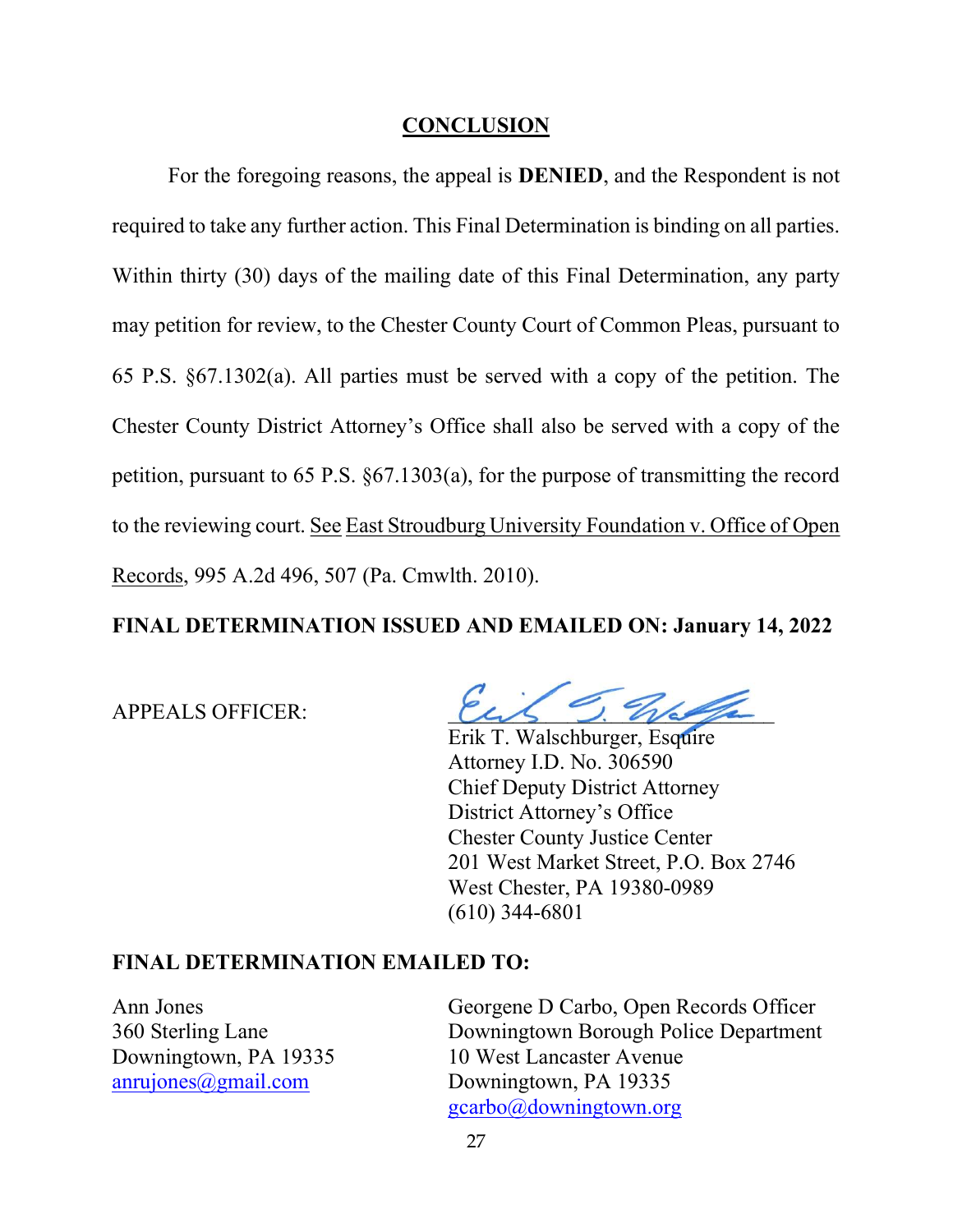## CONCLUSION

For the foregoing reasons, the appeal is **DENIED**, and the Respondent is not required to take any further action. This Final Determination is binding on all parties. Within thirty (30) days of the mailing date of this Final Determination, any party may petition for review, to the Chester County Court of Common Pleas, pursuant to 65 P.S. §67.1302(a). All parties must be served with a copy of the petition. The Chester County District Attorney's Office shall also be served with a copy of the petition, pursuant to 65 P.S. §67.1303(a), for the purpose of transmitting the record to the reviewing court. See East Stroudburg University Foundation v. Office of Open Records, 995 A.2d 496, 507 (Pa. Cmwlth. 2010).

**FINAL DETERMINATION ISSUED AND EMAILED ON: January 14, 2022**

APPEALS OFFICER:

Erik T. Walschburger, Esquire
Attorney I.D. No. 306590
Chief Deputy District Attorney
District Attorney's Office
Chester County Justice Center
201 West Market Street, P.O. Box 2746
West Chester, PA 19380-0989
(610) 344-6801

**FINAL DETERMINATION EMAILED TO:**

Ann Jones
360 Sterling Lane
Downingtown, PA 19335
anrujones@gmail.com

Georgene D Carbo, Open Records Officer
Downingtown Borough Police Department
10 West Lancaster Avenue
Downingtown, PA 19335
gcarbo@downingtown.org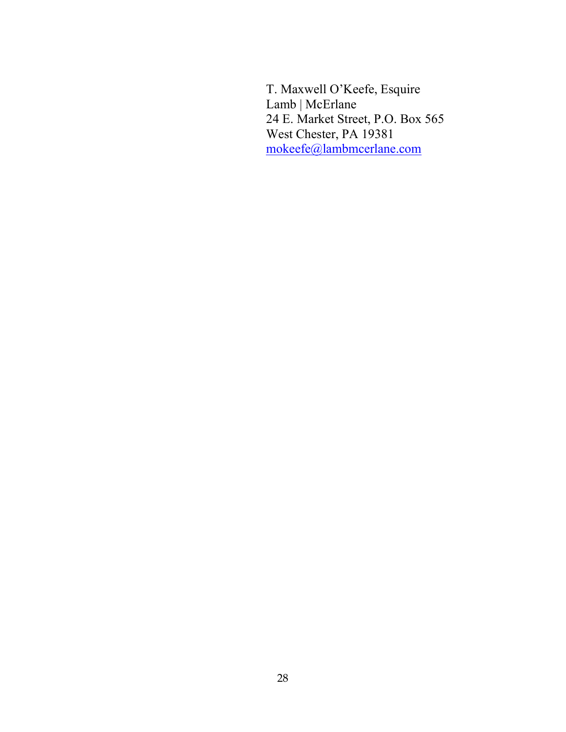T. Maxwell O'Keefe, Esquire
Lamb | McErlane
24 E. Market Street, P.O. Box 565
West Chester, PA 19381
mokeefe@lambmcerlane.com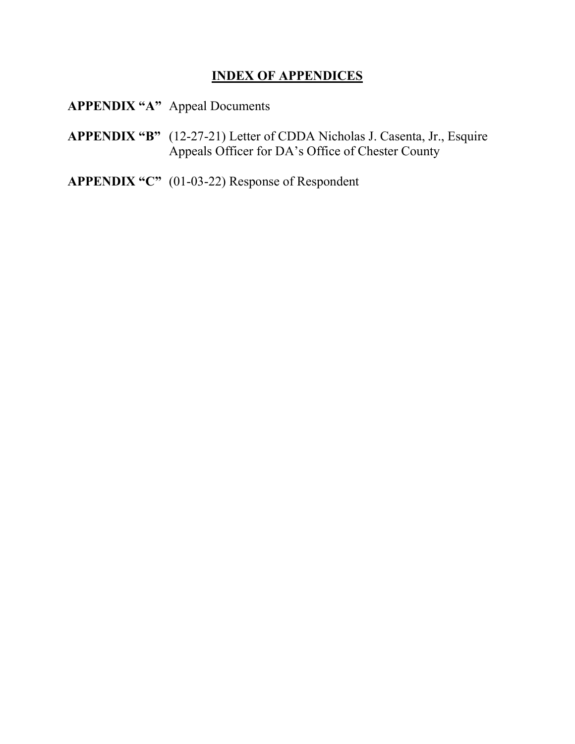# INDEX OF APPENDICES

**APPENDIX "A"** Appeal Documents

**APPENDIX "B"** (12-27-21) Letter of CDDA Nicholas J. Casenta, Jr., Esquire
Appeals Officer for DA's Office of Chester County

**APPENDIX "C"** (01-03-22) Response of Respondent